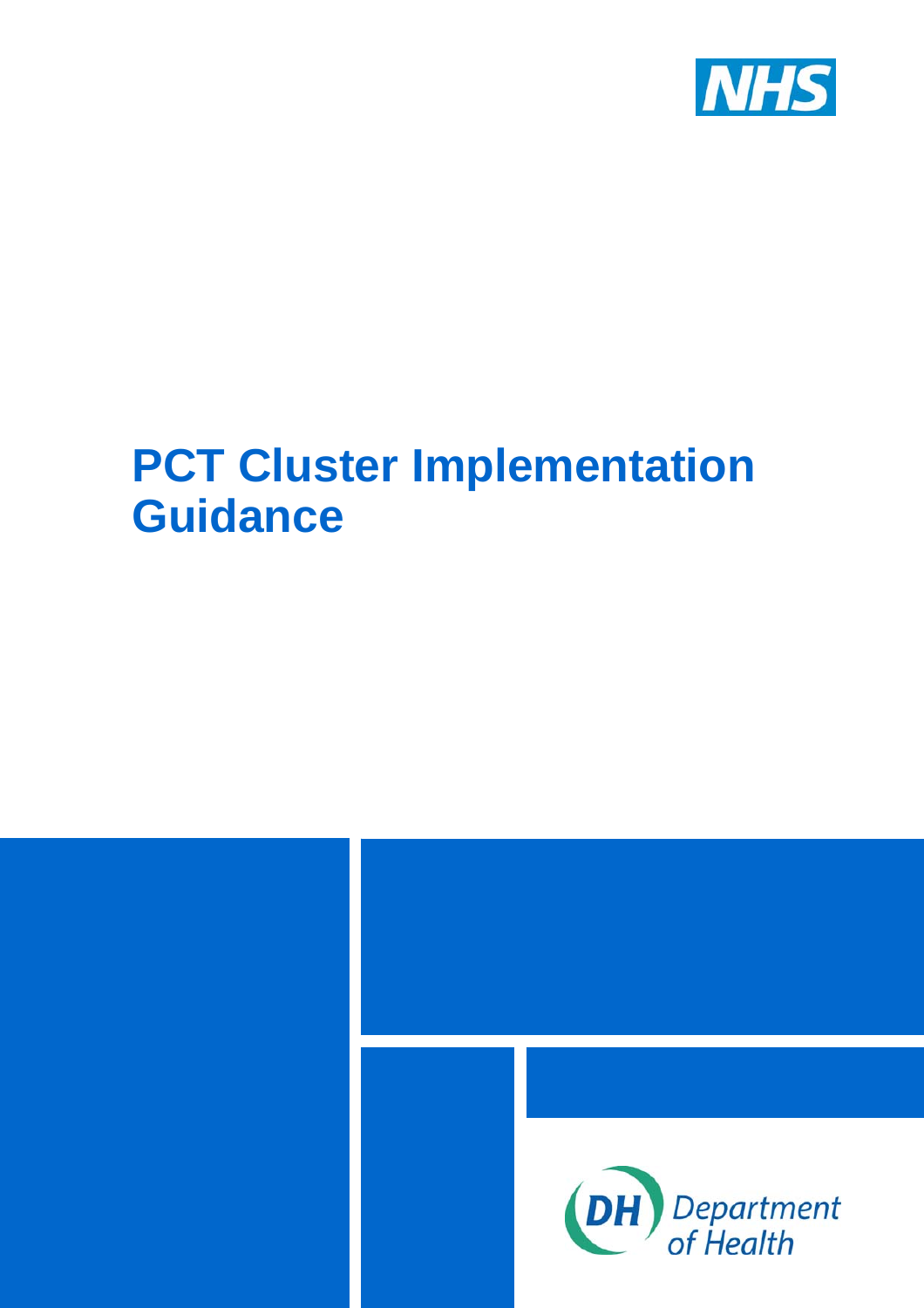NHS

# PCT Cluster Implementation Guidance

DH Department of Health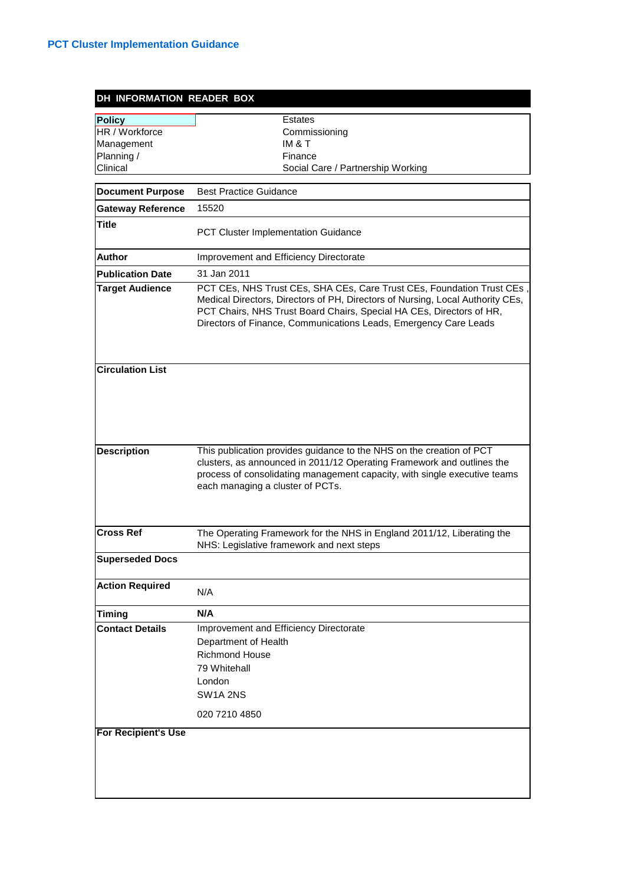**PCT Cluster Implementation Guidance**

| DH INFORMATION READER BOX | |
|---|---|
| **Policy** | Estates |
| HR / Workforce | Commissioning |
| Management | IM & T |
| Planning / | Finance |
| Clinical | Social Care / Partnership Working |

| | |
|---|---|
| **Document Purpose** | Best Practice Guidance |
| **Gateway Reference** | 15520 |
| **Title** | PCT Cluster Implementation Guidance |
| **Author** | Improvement and Efficiency Directorate |
| **Publication Date** | 31 Jan 2011 |
| **Target Audience** | PCT CEs, NHS Trust CEs, SHA CEs, Care Trust CEs, Foundation Trust CEs , Medical Directors, Directors of PH, Directors of Nursing, Local Authority CEs, PCT Chairs, NHS Trust Board Chairs, Special HA CEs, Directors of HR, Directors of Finance, Communications Leads, Emergency Care Leads |
| **Circulation List** | |
| **Description** | This publication provides guidance to the NHS on the creation of PCT clusters, as announced in 2011/12 Operating Framework and outlines the process of consolidating management capacity, with single executive teams each managing a cluster of PCTs. |
| **Cross Ref** | The Operating Framework for the NHS in England 2011/12, Liberating the NHS: Legislative framework and next steps |
| **Superseded Docs** | |
| **Action Required** | N/A |
| **Timing** | **N/A** |
| **Contact Details** | Improvement and Efficiency Directorate<br>Department of Health<br>Richmond House<br>79 Whitehall<br>London<br>SW1A 2NS<br><br>020 7210 4850 |
| **For Recipient's Use** | |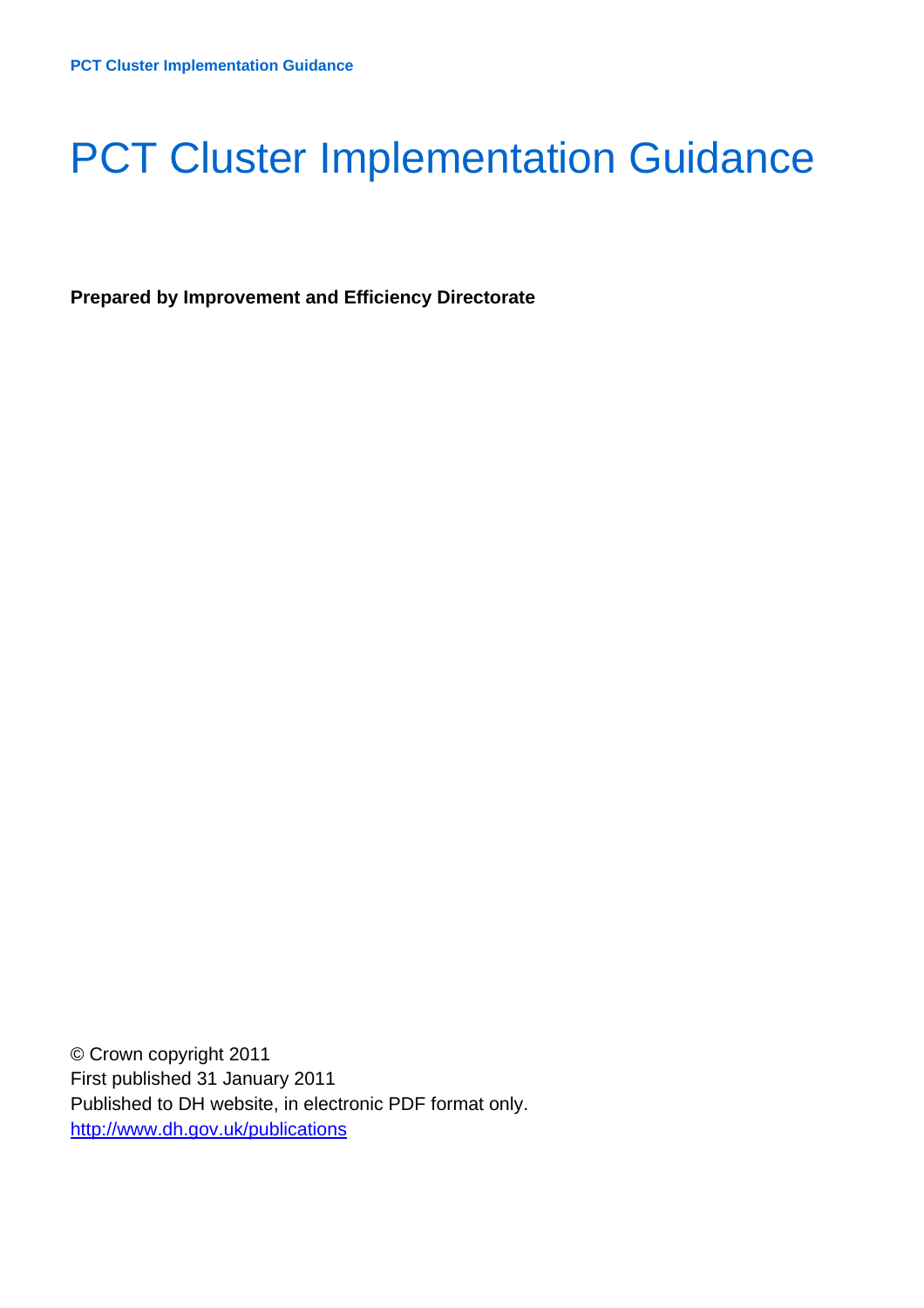# PCT Cluster Implementation Guidance

**Prepared by Improvement and Efficiency Directorate**

© Crown copyright 2011
First published 31 January 2011
Published to DH website, in electronic PDF format only.
http://www.dh.gov.uk/publications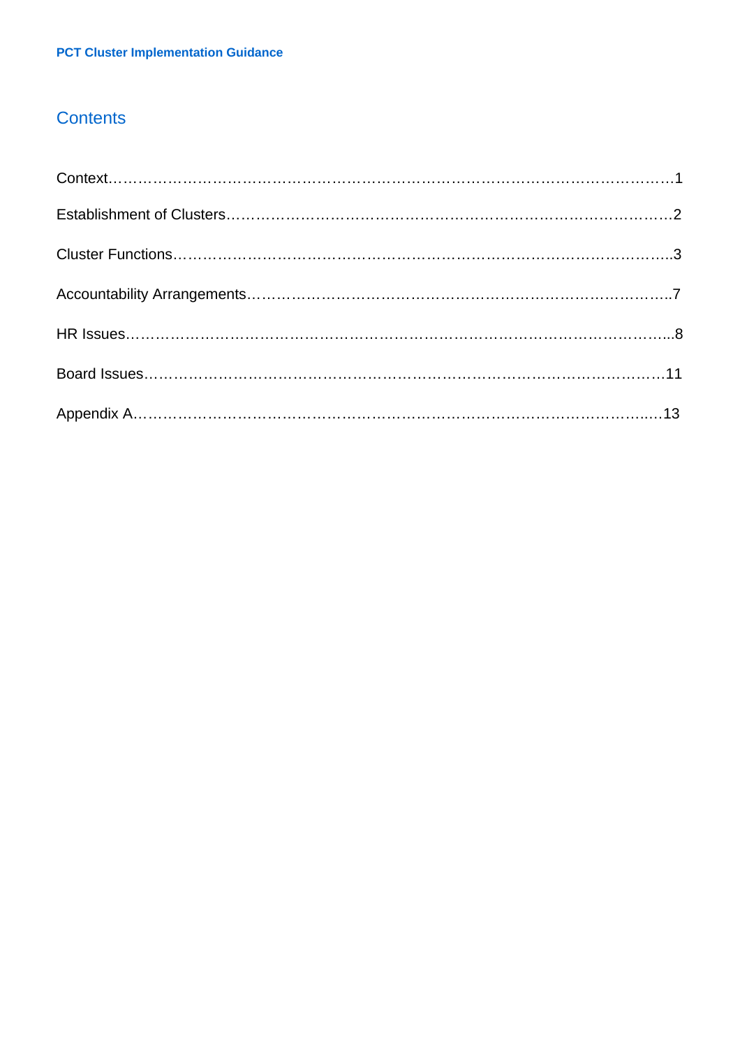## Contents

Context……………………………………………………………………………………………1

Establishment of Clusters……………………………………………………………………………2

Cluster Functions…………………………………………………………………………………..3

Accountability Arrangements……………………………………………………………………..7

HR Issues…………………………………………………………………………………………..8

Board Issues………………………………………………………………………………………11

Appendix A…………………………………………………………………………………….…13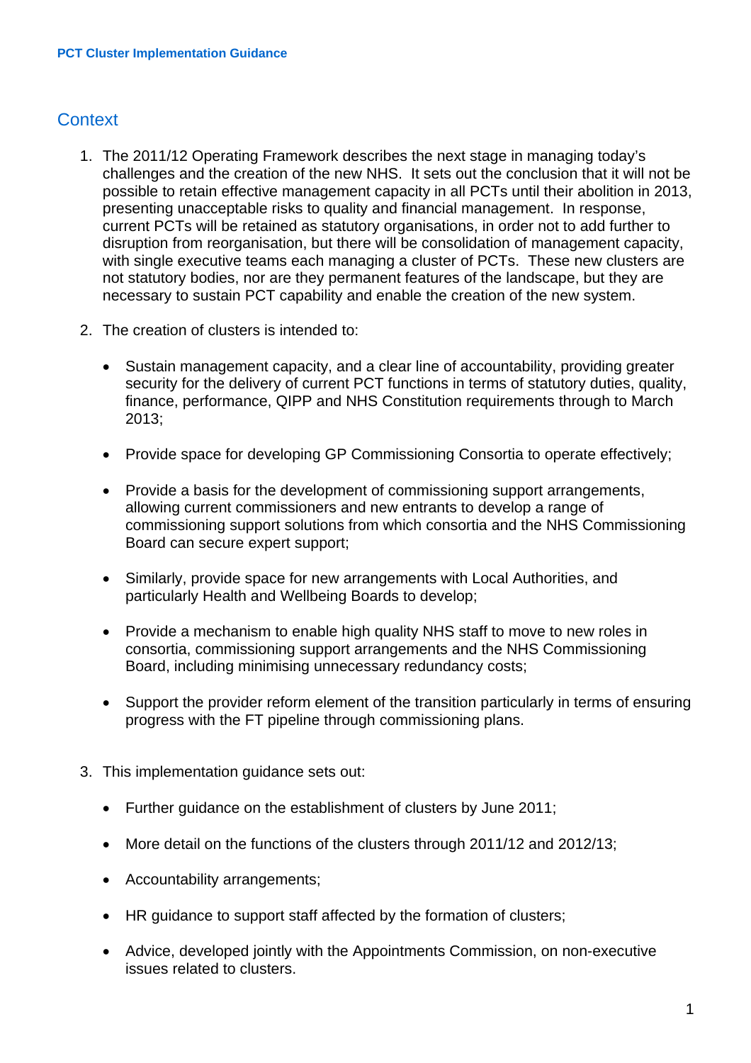## Context

1. The 2011/12 Operating Framework describes the next stage in managing today's challenges and the creation of the new NHS. It sets out the conclusion that it will not be possible to retain effective management capacity in all PCTs until their abolition in 2013, presenting unacceptable risks to quality and financial management. In response, current PCTs will be retained as statutory organisations, in order not to add further to disruption from reorganisation, but there will be consolidation of management capacity, with single executive teams each managing a cluster of PCTs. These new clusters are not statutory bodies, nor are they permanent features of the landscape, but they are necessary to sustain PCT capability and enable the creation of the new system.

2. The creation of clusters is intended to:

   - Sustain management capacity, and a clear line of accountability, providing greater security for the delivery of current PCT functions in terms of statutory duties, quality, finance, performance, QIPP and NHS Constitution requirements through to March 2013;

   - Provide space for developing GP Commissioning Consortia to operate effectively;

   - Provide a basis for the development of commissioning support arrangements, allowing current commissioners and new entrants to develop a range of commissioning support solutions from which consortia and the NHS Commissioning Board can secure expert support;

   - Similarly, provide space for new arrangements with Local Authorities, and particularly Health and Wellbeing Boards to develop;

   - Provide a mechanism to enable high quality NHS staff to move to new roles in consortia, commissioning support arrangements and the NHS Commissioning Board, including minimising unnecessary redundancy costs;

   - Support the provider reform element of the transition particularly in terms of ensuring progress with the FT pipeline through commissioning plans.

3. This implementation guidance sets out:

   - Further guidance on the establishment of clusters by June 2011;

   - More detail on the functions of the clusters through 2011/12 and 2012/13;

   - Accountability arrangements;

   - HR guidance to support staff affected by the formation of clusters;

   - Advice, developed jointly with the Appointments Commission, on non-executive issues related to clusters.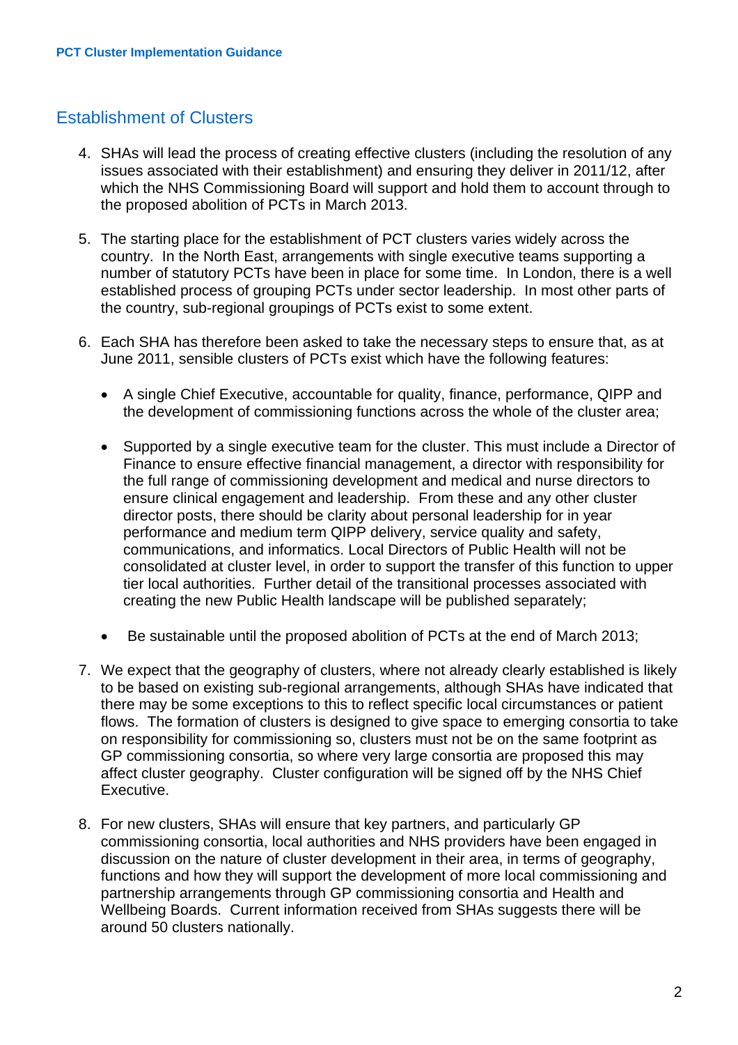## Establishment of Clusters

4. SHAs will lead the process of creating effective clusters (including the resolution of any issues associated with their establishment) and ensuring they deliver in 2011/12, after which the NHS Commissioning Board will support and hold them to account through to the proposed abolition of PCTs in March 2013.

5. The starting place for the establishment of PCT clusters varies widely across the country. In the North East, arrangements with single executive teams supporting a number of statutory PCTs have been in place for some time. In London, there is a well established process of grouping PCTs under sector leadership. In most other parts of the country, sub-regional groupings of PCTs exist to some extent.

6. Each SHA has therefore been asked to take the necessary steps to ensure that, as at June 2011, sensible clusters of PCTs exist which have the following features:

   - A single Chief Executive, accountable for quality, finance, performance, QIPP and the development of commissioning functions across the whole of the cluster area;

   - Supported by a single executive team for the cluster. This must include a Director of Finance to ensure effective financial management, a director with responsibility for the full range of commissioning development and medical and nurse directors to ensure clinical engagement and leadership. From these and any other cluster director posts, there should be clarity about personal leadership for in year performance and medium term QIPP delivery, service quality and safety, communications, and informatics. Local Directors of Public Health will not be consolidated at cluster level, in order to support the transfer of this function to upper tier local authorities. Further detail of the transitional processes associated with creating the new Public Health landscape will be published separately;

   - Be sustainable until the proposed abolition of PCTs at the end of March 2013;

7. We expect that the geography of clusters, where not already clearly established is likely to be based on existing sub-regional arrangements, although SHAs have indicated that there may be some exceptions to this to reflect specific local circumstances or patient flows. The formation of clusters is designed to give space to emerging consortia to take on responsibility for commissioning so, clusters must not be on the same footprint as GP commissioning consortia, so where very large consortia are proposed this may affect cluster geography. Cluster configuration will be signed off by the NHS Chief Executive.

8. For new clusters, SHAs will ensure that key partners, and particularly GP commissioning consortia, local authorities and NHS providers have been engaged in discussion on the nature of cluster development in their area, in terms of geography, functions and how they will support the development of more local commissioning and partnership arrangements through GP commissioning consortia and Health and Wellbeing Boards. Current information received from SHAs suggests there will be around 50 clusters nationally.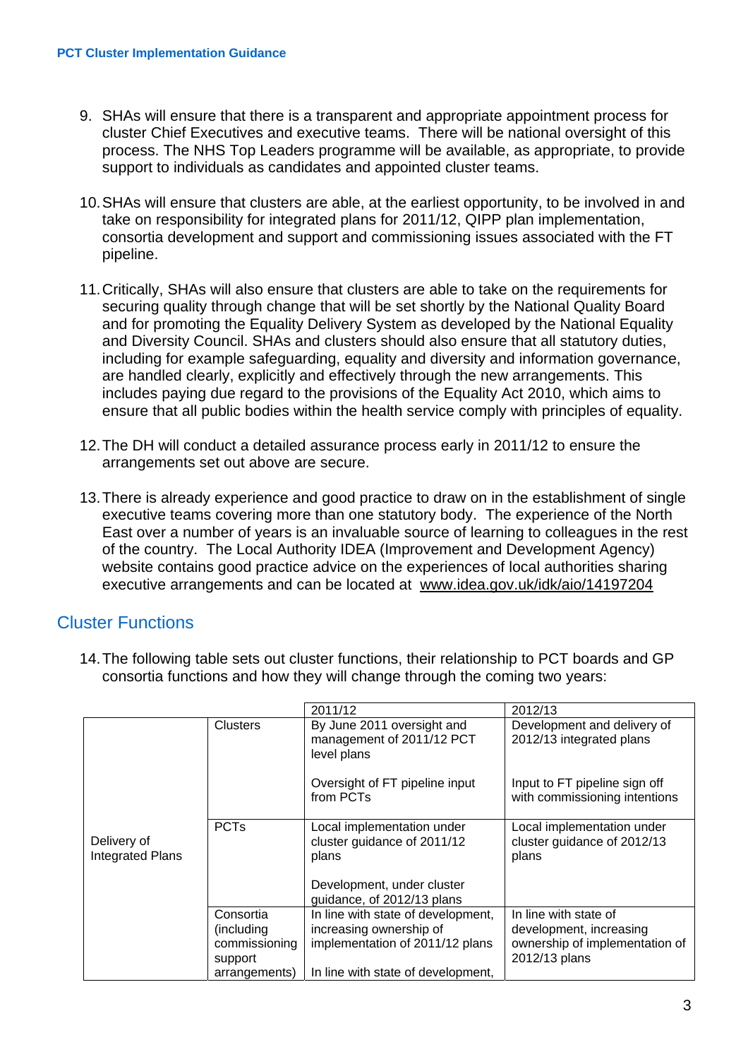9. SHAs will ensure that there is a transparent and appropriate appointment process for cluster Chief Executives and executive teams. There will be national oversight of this process. The NHS Top Leaders programme will be available, as appropriate, to provide support to individuals as candidates and appointed cluster teams.

10. SHAs will ensure that clusters are able, at the earliest opportunity, to be involved in and take on responsibility for integrated plans for 2011/12, QIPP plan implementation, consortia development and support and commissioning issues associated with the FT pipeline.

11. Critically, SHAs will also ensure that clusters are able to take on the requirements for securing quality through change that will be set shortly by the National Quality Board and for promoting the Equality Delivery System as developed by the National Equality and Diversity Council. SHAs and clusters should also ensure that all statutory duties, including for example safeguarding, equality and diversity and information governance, are handled clearly, explicitly and effectively through the new arrangements. This includes paying due regard to the provisions of the Equality Act 2010, which aims to ensure that all public bodies within the health service comply with principles of equality.

12. The DH will conduct a detailed assurance process early in 2011/12 to ensure the arrangements set out above are secure.

13. There is already experience and good practice to draw on in the establishment of single executive teams covering more than one statutory body. The experience of the North East over a number of years is an invaluable source of learning to colleagues in the rest of the country. The Local Authority IDEA (Improvement and Development Agency) website contains good practice advice on the experiences of local authorities sharing executive arrangements and can be located at www.idea.gov.uk/idk/aio/14197204

## Cluster Functions

14. The following table sets out cluster functions, their relationship to PCT boards and GP consortia functions and how they will change through the coming two years:

| | | 2011/12 | 2012/13 |
|---|---|---|---|
| Delivery of Integrated Plans | Clusters | By June 2011 oversight and management of 2011/12 PCT level plans<br><br>Oversight of FT pipeline input from PCTs | Development and delivery of 2012/13 integrated plans<br><br>Input to FT pipeline sign off with commissioning intentions |
| | PCTs | Local implementation under cluster guidance of 2011/12 plans<br><br>Development, under cluster guidance, of 2012/13 plans | Local implementation under cluster guidance of 2012/13 plans |
| | Consortia (including commissioning support arrangements) | In line with state of development, increasing ownership of implementation of 2011/12 plans<br><br>In line with state of development, | In line with state of development, increasing ownership of implementation of 2012/13 plans |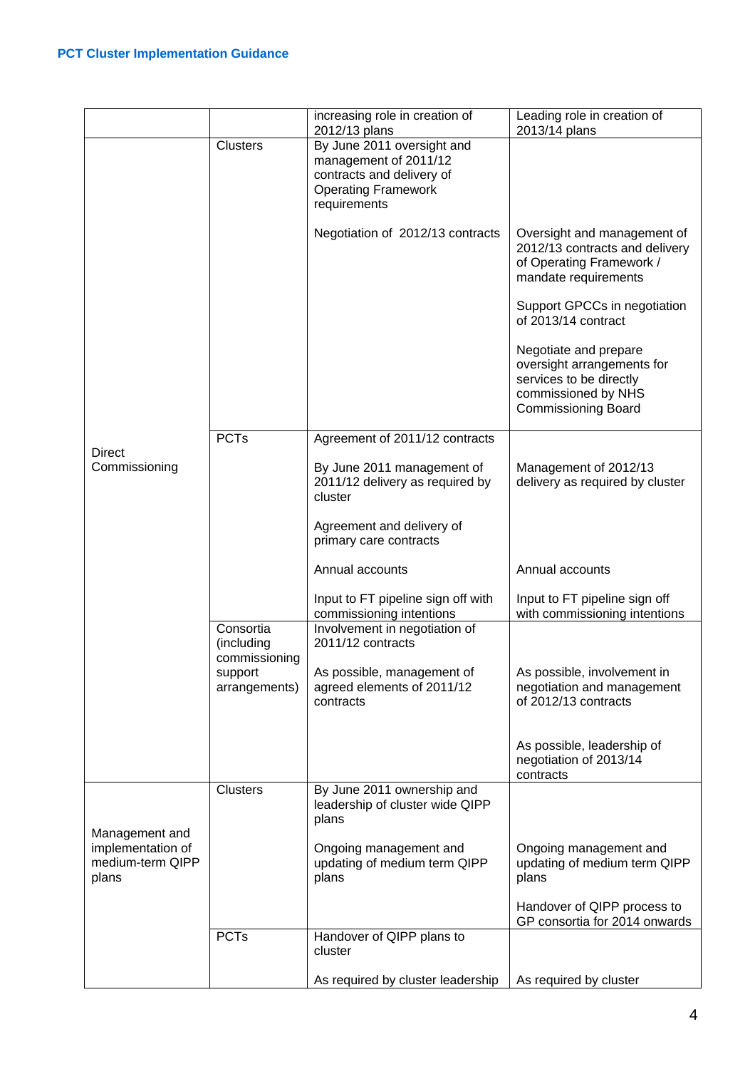| | | | |
|---|---|---|---|
| | | increasing role in creation of 2012/13 plans | Leading role in creation of 2013/14 plans |
| Direct Commissioning | Clusters | By June 2011 oversight and management of 2011/12 contracts and delivery of Operating Framework requirements<br><br>Negotiation of 2012/13 contracts | Oversight and management of 2012/13 contracts and delivery of Operating Framework / mandate requirements<br><br>Support GPCCs in negotiation of 2013/14 contract<br><br>Negotiate and prepare oversight arrangements for services to be directly commissioned by NHS Commissioning Board |
| | PCTs | Agreement of 2011/12 contracts<br><br>By June 2011 management of 2011/12 delivery as required by cluster<br><br>Agreement and delivery of primary care contracts<br><br>Annual accounts<br><br>Input to FT pipeline sign off with commissioning intentions | Management of 2012/13 delivery as required by cluster<br><br>Annual accounts<br><br>Input to FT pipeline sign off with commissioning intentions |
| | Consortia (including commissioning support arrangements) | Involvement in negotiation of 2011/12 contracts<br><br>As possible, management of agreed elements of 2011/12 contracts | As possible, involvement in negotiation and management of 2012/13 contracts<br><br>As possible, leadership of negotiation of 2013/14 contracts |
| Management and implementation of medium-term QIPP plans | Clusters | By June 2011 ownership and leadership of cluster wide QIPP plans<br><br>Ongoing management and updating of medium term QIPP plans | Ongoing management and updating of medium term QIPP plans<br><br>Handover of QIPP process to GP consortia for 2014 onwards |
| | PCTs | Handover of QIPP plans to cluster<br><br>As required by cluster leadership | As required by cluster |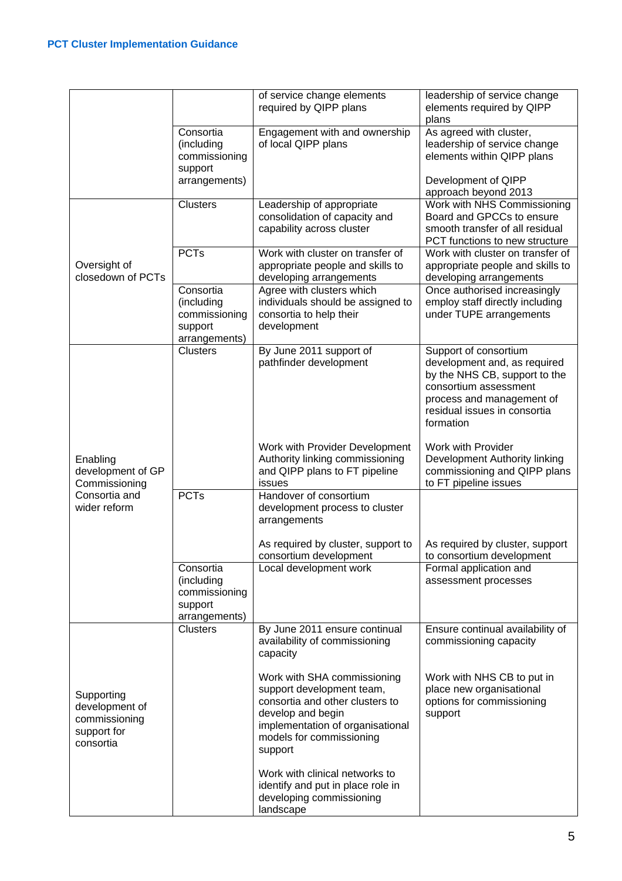| | | of service change elements required by QIPP plans | leadership of service change elements required by QIPP plans |
|---|---|---|---|
| | Consortia (including commissioning support arrangements) | Engagement with and ownership of local QIPP plans | As agreed with cluster, leadership of service change elements within QIPP plans<br><br>Development of QIPP approach beyond 2013 |
| Oversight of closedown of PCTs | Clusters | Leadership of appropriate consolidation of capacity and capability across cluster | Work with NHS Commissioning Board and GPCCs to ensure smooth transfer of all residual PCT functions to new structure |
| | PCTs | Work with cluster on transfer of appropriate people and skills to developing arrangements | Work with cluster on transfer of appropriate people and skills to developing arrangements |
| | Consortia (including commissioning support arrangements) | Agree with clusters which individuals should be assigned to consortia to help their development | Once authorised increasingly employ staff directly including under TUPE arrangements |
| Enabling development of GP Commissioning Consortia and wider reform | Clusters | By June 2011 support of pathfinder development<br><br>Work with Provider Development Authority linking commissioning and QIPP plans to FT pipeline issues | Support of consortium development and, as required by the NHS CB, support to the consortium assessment process and management of residual issues in consortia formation<br><br>Work with Provider Development Authority linking commissioning and QIPP plans to FT pipeline issues |
| | PCTs | Handover of consortium development process to cluster arrangements<br><br>As required by cluster, support to consortium development | As required by cluster, support to consortium development |
| | Consortia (including commissioning support arrangements) | Local development work | Formal application and assessment processes |
| Supporting development of commissioning support for consortia | Clusters | By June 2011 ensure continual availability of commissioning capacity<br><br>Work with SHA commissioning support development team, consortia and other clusters to develop and begin implementation of organisational models for commissioning support<br><br>Work with clinical networks to identify and put in place role in developing commissioning landscape | Ensure continual availability of commissioning capacity<br><br>Work with NHS CB to put in place new organisational options for commissioning support |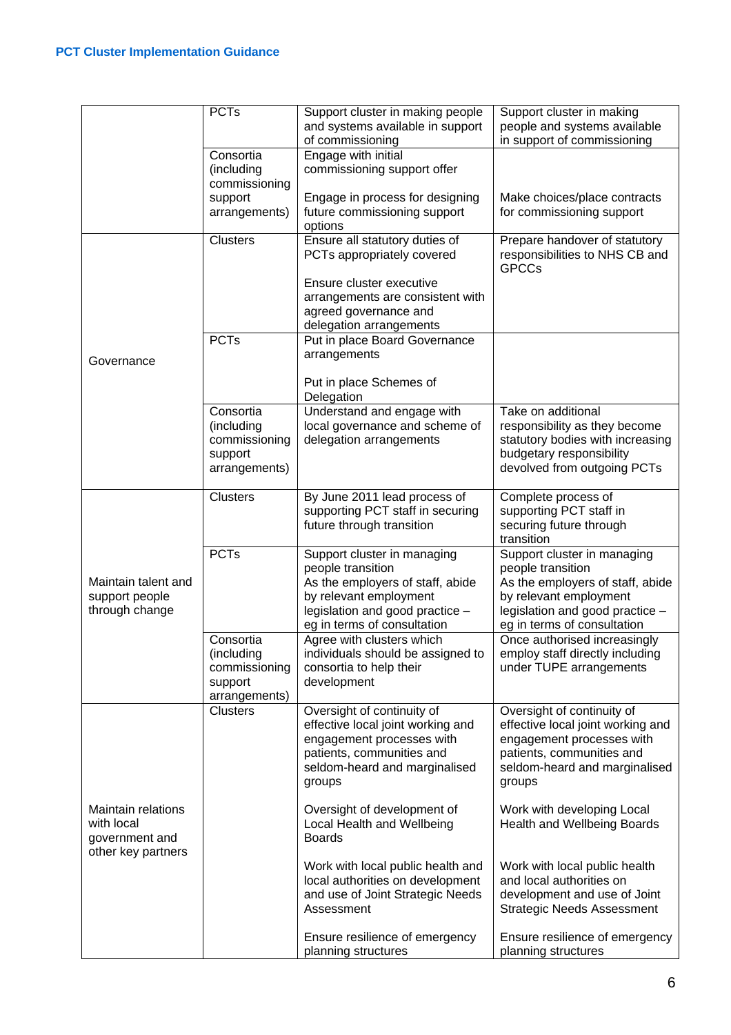| | | | |
|---|---|---|---|
| | PCTs | Support cluster in making people and systems available in support of commissioning | Support cluster in making people and systems available in support of commissioning |
| | Consortia (including commissioning support arrangements) | Engage with initial commissioning support offer<br><br>Engage in process for designing future commissioning support options | Make choices/place contracts for commissioning support |
| Governance | Clusters | Ensure all statutory duties of PCTs appropriately covered<br><br>Ensure cluster executive arrangements are consistent with agreed governance and delegation arrangements | Prepare handover of statutory responsibilities to NHS CB and GPCCs |
| | PCTs | Put in place Board Governance arrangements<br><br>Put in place Schemes of Delegation | |
| | Consortia (including commissioning support arrangements) | Understand and engage with local governance and scheme of delegation arrangements | Take on additional responsibility as they become statutory bodies with increasing budgetary responsibility devolved from outgoing PCTs |
| Maintain talent and support people through change | Clusters | By June 2011 lead process of supporting PCT staff in securing future through transition | Complete process of supporting PCT staff in securing future through transition |
| | PCTs | Support cluster in managing people transition<br>As the employers of staff, abide by relevant employment legislation and good practice – eg in terms of consultation | Support cluster in managing people transition<br>As the employers of staff, abide by relevant employment legislation and good practice – eg in terms of consultation |
| | Consortia (including commissioning support arrangements) | Agree with clusters which individuals should be assigned to consortia to help their development | Once authorised increasingly employ staff directly including under TUPE arrangements |
| Maintain relations with local government and other key partners | Clusters | Oversight of continuity of effective local joint working and engagement processes with patients, communities and seldom-heard and marginalised groups<br><br>Oversight of development of Local Health and Wellbeing Boards<br><br>Work with local public health and local authorities on development and use of Joint Strategic Needs Assessment<br><br>Ensure resilience of emergency planning structures | Oversight of continuity of effective local joint working and engagement processes with patients, communities and seldom-heard and marginalised groups<br><br>Work with developing Local Health and Wellbeing Boards<br><br>Work with local public health and local authorities on development and use of Joint Strategic Needs Assessment<br><br>Ensure resilience of emergency planning structures |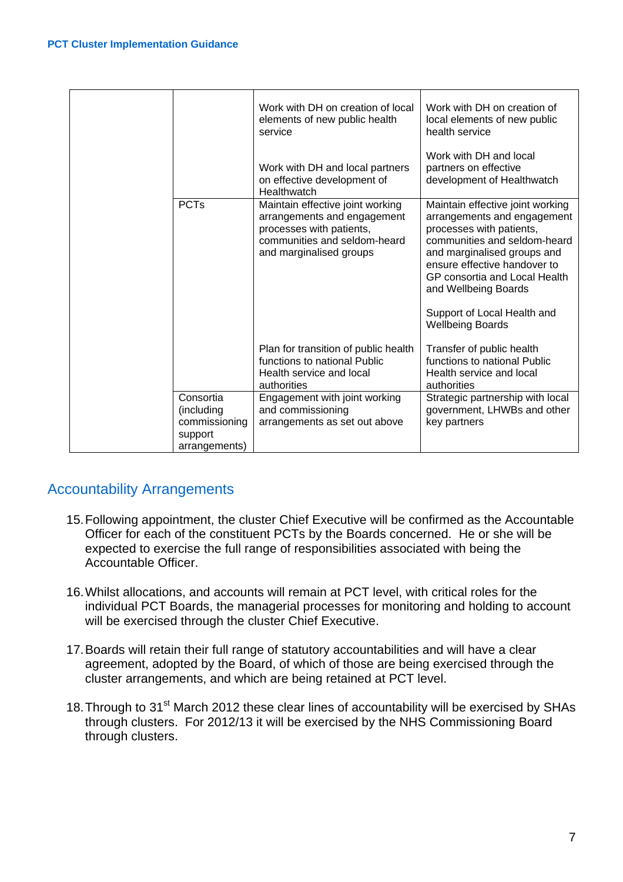| | | | |
|---|---|---|---|
| | | Work with DH on creation of local elements of new public health service<br><br>Work with DH and local partners on effective development of Healthwatch | Work with DH on creation of local elements of new public health service<br><br>Work with DH and local partners on effective development of Healthwatch |
| | PCTs | Maintain effective joint working arrangements and engagement processes with patients, communities and seldom-heard and marginalised groups | Maintain effective joint working arrangements and engagement processes with patients, communities and seldom-heard and marginalised groups and ensure effective handover to GP consortia and Local Health and Wellbeing Boards<br><br>Support of Local Health and Wellbeing Boards |
| | | Plan for transition of public health functions to national Public Health service and local authorities | Transfer of public health functions to national Public Health service and local authorities |
| | Consortia (including commissioning support arrangements) | Engagement with joint working and commissioning arrangements as set out above | Strategic partnership with local government, LHWBs and other key partners |

## Accountability Arrangements

15. Following appointment, the cluster Chief Executive will be confirmed as the Accountable Officer for each of the constituent PCTs by the Boards concerned. He or she will be expected to exercise the full range of responsibilities associated with being the Accountable Officer.

16. Whilst allocations, and accounts will remain at PCT level, with critical roles for the individual PCT Boards, the managerial processes for monitoring and holding to account will be exercised through the cluster Chief Executive.

17. Boards will retain their full range of statutory accountabilities and will have a clear agreement, adopted by the Board, of which of those are being exercised through the cluster arrangements, and which are being retained at PCT level.

18. Through to 31st March 2012 these clear lines of accountability will be exercised by SHAs through clusters. For 2012/13 it will be exercised by the NHS Commissioning Board through clusters.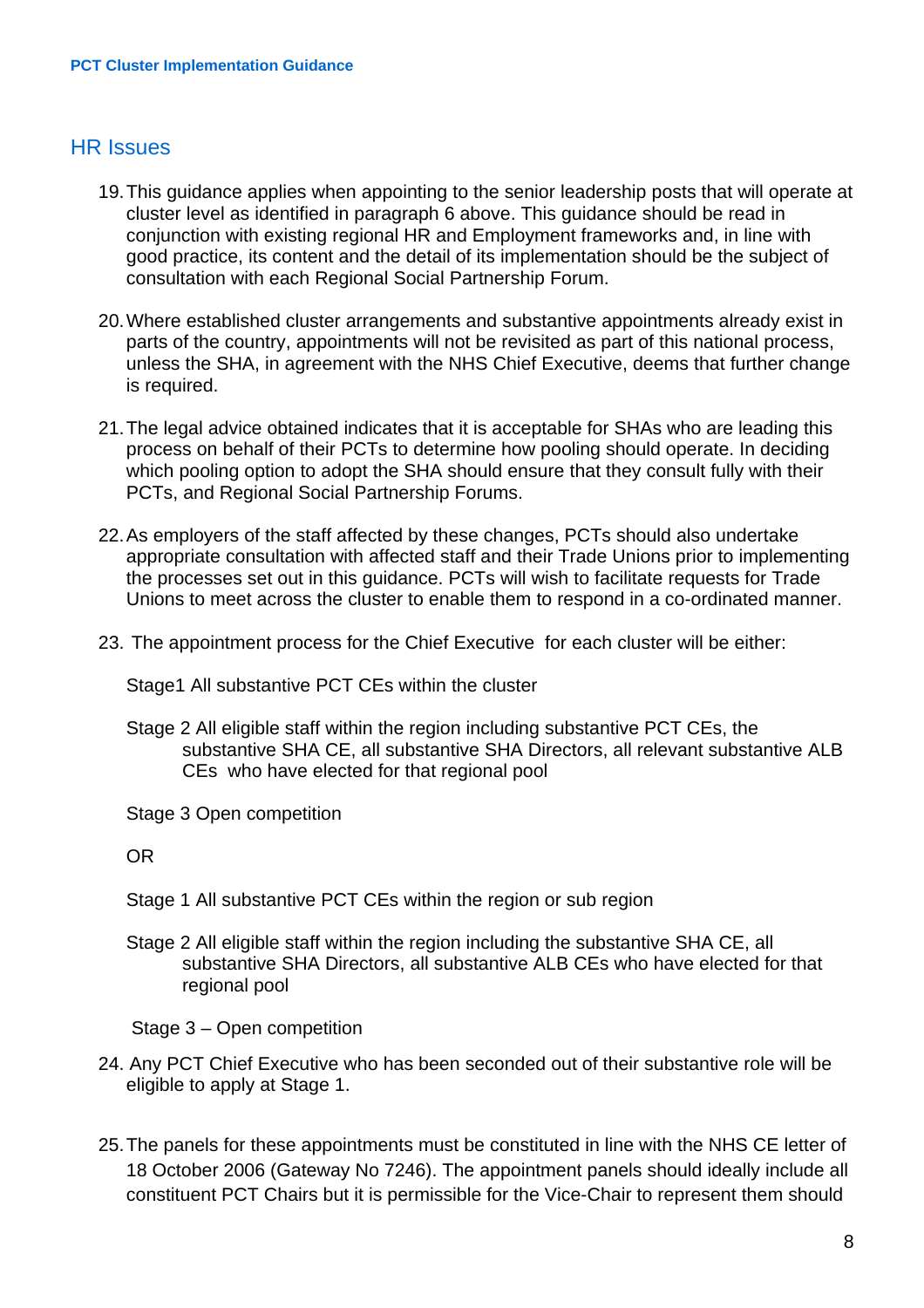## HR Issues

19. This guidance applies when appointing to the senior leadership posts that will operate at cluster level as identified in paragraph 6 above. This guidance should be read in conjunction with existing regional HR and Employment frameworks and, in line with good practice, its content and the detail of its implementation should be the subject of consultation with each Regional Social Partnership Forum.

20. Where established cluster arrangements and substantive appointments already exist in parts of the country, appointments will not be revisited as part of this national process, unless the SHA, in agreement with the NHS Chief Executive, deems that further change is required.

21. The legal advice obtained indicates that it is acceptable for SHAs who are leading this process on behalf of their PCTs to determine how pooling should operate. In deciding which pooling option to adopt the SHA should ensure that they consult fully with their PCTs, and Regional Social Partnership Forums.

22. As employers of the staff affected by these changes, PCTs should also undertake appropriate consultation with affected staff and their Trade Unions prior to implementing the processes set out in this guidance. PCTs will wish to facilitate requests for Trade Unions to meet across the cluster to enable them to respond in a co-ordinated manner.

23. The appointment process for the Chief Executive for each cluster will be either:

    Stage1 All substantive PCT CEs within the cluster

    Stage 2 All eligible staff within the region including substantive PCT CEs, the substantive SHA CE, all substantive SHA Directors, all relevant substantive ALB CEs who have elected for that regional pool

    Stage 3 Open competition

    OR

    Stage 1 All substantive PCT CEs within the region or sub region

    Stage 2 All eligible staff within the region including the substantive SHA CE, all substantive SHA Directors, all substantive ALB CEs who have elected for that regional pool

    Stage 3 – Open competition

24. Any PCT Chief Executive who has been seconded out of their substantive role will be eligible to apply at Stage 1.

25. The panels for these appointments must be constituted in line with the NHS CE letter of 18 October 2006 (Gateway No 7246). The appointment panels should ideally include all constituent PCT Chairs but it is permissible for the Vice-Chair to represent them should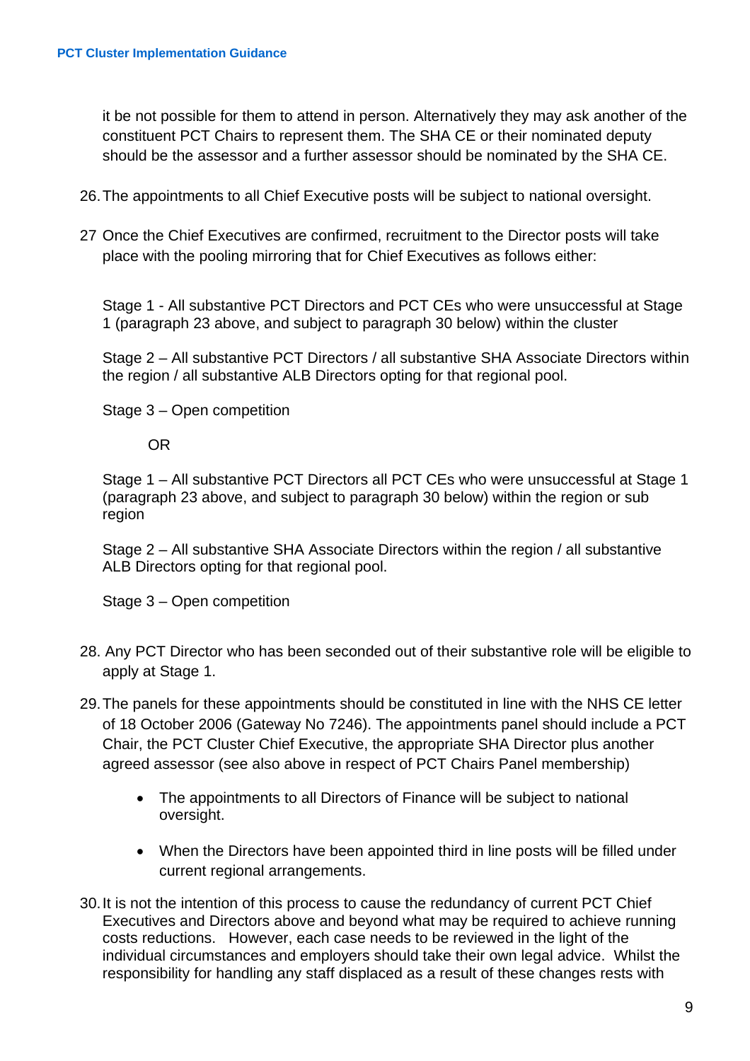it be not possible for them to attend in person. Alternatively they may ask another of the constituent PCT Chairs to represent them. The SHA CE or their nominated deputy should be the assessor and a further assessor should be nominated by the SHA CE.

26. The appointments to all Chief Executive posts will be subject to national oversight.

27 Once the Chief Executives are confirmed, recruitment to the Director posts will take place with the pooling mirroring that for Chief Executives as follows either:

Stage 1 - All substantive PCT Directors and PCT CEs who were unsuccessful at Stage 1 (paragraph 23 above, and subject to paragraph 30 below) within the cluster

Stage 2 – All substantive PCT Directors / all substantive SHA Associate Directors within the region / all substantive ALB Directors opting for that regional pool.

Stage 3 – Open competition

OR

Stage 1 – All substantive PCT Directors all PCT CEs who were unsuccessful at Stage 1 (paragraph 23 above, and subject to paragraph 30 below) within the region or sub region

Stage 2 – All substantive SHA Associate Directors within the region / all substantive ALB Directors opting for that regional pool.

Stage 3 – Open competition

28. Any PCT Director who has been seconded out of their substantive role will be eligible to apply at Stage 1.

29. The panels for these appointments should be constituted in line with the NHS CE letter of 18 October 2006 (Gateway No 7246). The appointments panel should include a PCT Chair, the PCT Cluster Chief Executive, the appropriate SHA Director plus another agreed assessor (see also above in respect of PCT Chairs Panel membership)

- The appointments to all Directors of Finance will be subject to national oversight.
- When the Directors have been appointed third in line posts will be filled under current regional arrangements.

30. It is not the intention of this process to cause the redundancy of current PCT Chief Executives and Directors above and beyond what may be required to achieve running costs reductions. However, each case needs to be reviewed in the light of the individual circumstances and employers should take their own legal advice. Whilst the responsibility for handling any staff displaced as a result of these changes rests with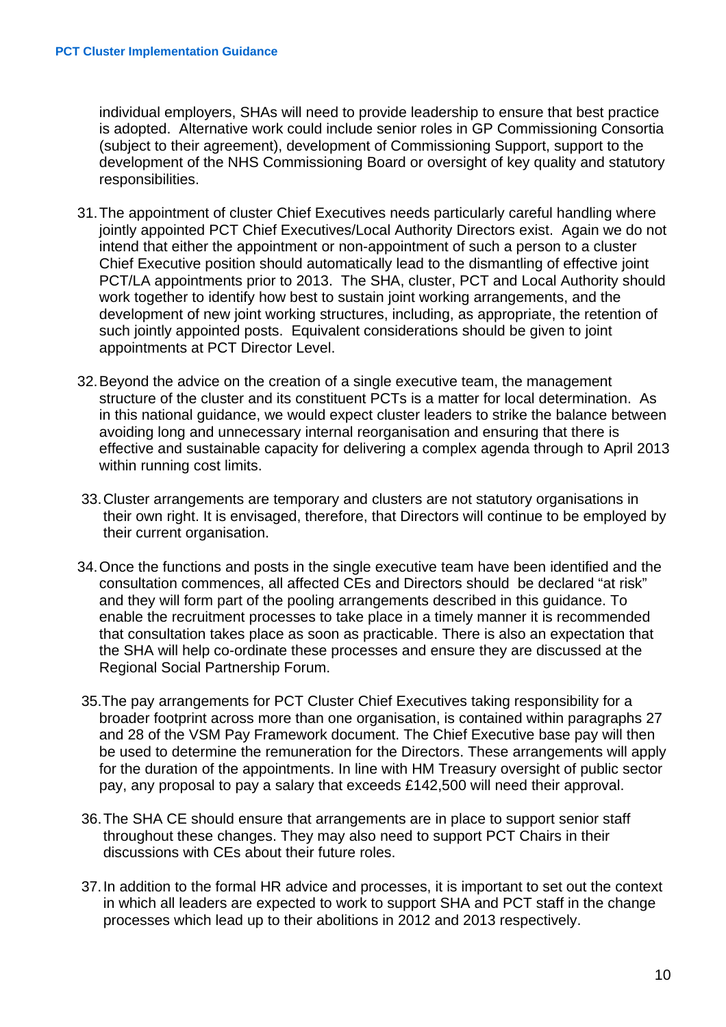individual employers, SHAs will need to provide leadership to ensure that best practice is adopted. Alternative work could include senior roles in GP Commissioning Consortia (subject to their agreement), development of Commissioning Support, support to the development of the NHS Commissioning Board or oversight of key quality and statutory responsibilities.

31. The appointment of cluster Chief Executives needs particularly careful handling where jointly appointed PCT Chief Executives/Local Authority Directors exist. Again we do not intend that either the appointment or non-appointment of such a person to a cluster Chief Executive position should automatically lead to the dismantling of effective joint PCT/LA appointments prior to 2013. The SHA, cluster, PCT and Local Authority should work together to identify how best to sustain joint working arrangements, and the development of new joint working structures, including, as appropriate, the retention of such jointly appointed posts. Equivalent considerations should be given to joint appointments at PCT Director Level.

32. Beyond the advice on the creation of a single executive team, the management structure of the cluster and its constituent PCTs is a matter for local determination. As in this national guidance, we would expect cluster leaders to strike the balance between avoiding long and unnecessary internal reorganisation and ensuring that there is effective and sustainable capacity for delivering a complex agenda through to April 2013 within running cost limits.

33. Cluster arrangements are temporary and clusters are not statutory organisations in their own right. It is envisaged, therefore, that Directors will continue to be employed by their current organisation.

34. Once the functions and posts in the single executive team have been identified and the consultation commences, all affected CEs and Directors should be declared "at risk" and they will form part of the pooling arrangements described in this guidance. To enable the recruitment processes to take place in a timely manner it is recommended that consultation takes place as soon as practicable. There is also an expectation that the SHA will help co-ordinate these processes and ensure they are discussed at the Regional Social Partnership Forum.

35. The pay arrangements for PCT Cluster Chief Executives taking responsibility for a broader footprint across more than one organisation, is contained within paragraphs 27 and 28 of the VSM Pay Framework document. The Chief Executive base pay will then be used to determine the remuneration for the Directors. These arrangements will apply for the duration of the appointments. In line with HM Treasury oversight of public sector pay, any proposal to pay a salary that exceeds £142,500 will need their approval.

36. The SHA CE should ensure that arrangements are in place to support senior staff throughout these changes. They may also need to support PCT Chairs in their discussions with CEs about their future roles.

37. In addition to the formal HR advice and processes, it is important to set out the context in which all leaders are expected to work to support SHA and PCT staff in the change processes which lead up to their abolitions in 2012 and 2013 respectively.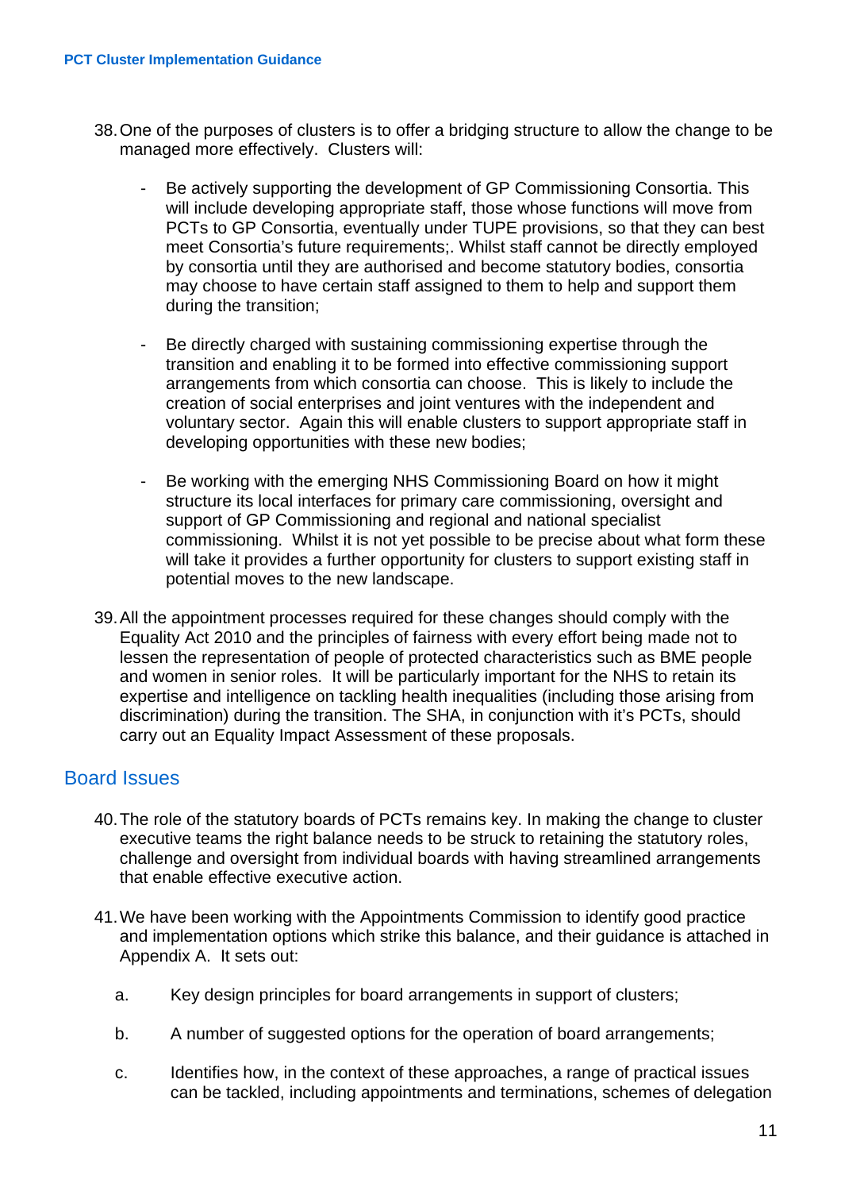38. One of the purposes of clusters is to offer a bridging structure to allow the change to be managed more effectively. Clusters will:

    - Be actively supporting the development of GP Commissioning Consortia. This will include developing appropriate staff, those whose functions will move from PCTs to GP Consortia, eventually under TUPE provisions, so that they can best meet Consortia's future requirements;. Whilst staff cannot be directly employed by consortia until they are authorised and become statutory bodies, consortia may choose to have certain staff assigned to them to help and support them during the transition;

    - Be directly charged with sustaining commissioning expertise through the transition and enabling it to be formed into effective commissioning support arrangements from which consortia can choose. This is likely to include the creation of social enterprises and joint ventures with the independent and voluntary sector. Again this will enable clusters to support appropriate staff in developing opportunities with these new bodies;

    - Be working with the emerging NHS Commissioning Board on how it might structure its local interfaces for primary care commissioning, oversight and support of GP Commissioning and regional and national specialist commissioning. Whilst it is not yet possible to be precise about what form these will take it provides a further opportunity for clusters to support existing staff in potential moves to the new landscape.

39. All the appointment processes required for these changes should comply with the Equality Act 2010 and the principles of fairness with every effort being made not to lessen the representation of people of protected characteristics such as BME people and women in senior roles. It will be particularly important for the NHS to retain its expertise and intelligence on tackling health inequalities (including those arising from discrimination) during the transition. The SHA, in conjunction with it's PCTs, should carry out an Equality Impact Assessment of these proposals.

## Board Issues

40. The role of the statutory boards of PCTs remains key. In making the change to cluster executive teams the right balance needs to be struck to retaining the statutory roles, challenge and oversight from individual boards with having streamlined arrangements that enable effective executive action.

41. We have been working with the Appointments Commission to identify good practice and implementation options which strike this balance, and their guidance is attached in Appendix A. It sets out:

    a. Key design principles for board arrangements in support of clusters;

    b. A number of suggested options for the operation of board arrangements;

    c. Identifies how, in the context of these approaches, a range of practical issues can be tackled, including appointments and terminations, schemes of delegation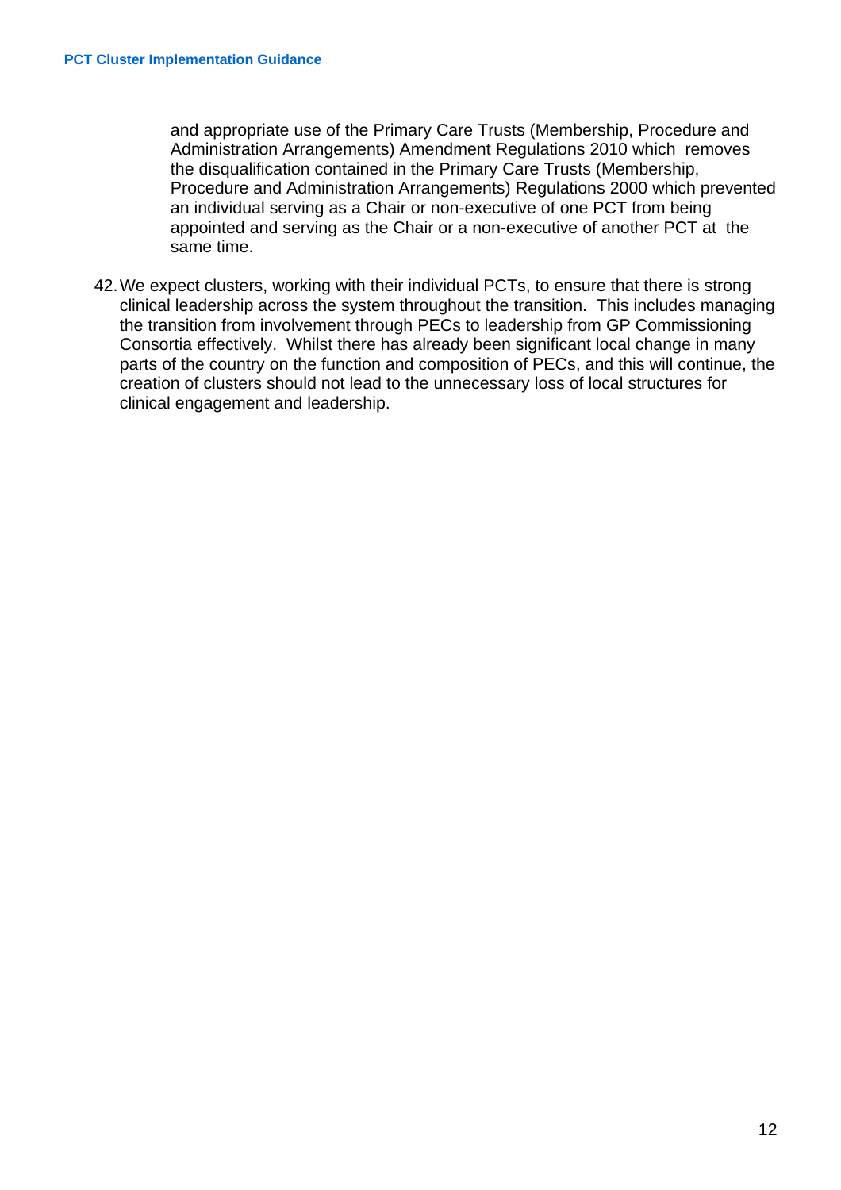and appropriate use of the Primary Care Trusts (Membership, Procedure and Administration Arrangements) Amendment Regulations 2010 which removes the disqualification contained in the Primary Care Trusts (Membership, Procedure and Administration Arrangements) Regulations 2000 which prevented an individual serving as a Chair or non-executive of one PCT from being appointed and serving as the Chair or a non-executive of another PCT at the same time.

42. We expect clusters, working with their individual PCTs, to ensure that there is strong clinical leadership across the system throughout the transition. This includes managing the transition from involvement through PECs to leadership from GP Commissioning Consortia effectively. Whilst there has already been significant local change in many parts of the country on the function and composition of PECs, and this will continue, the creation of clusters should not lead to the unnecessary loss of local structures for clinical engagement and leadership.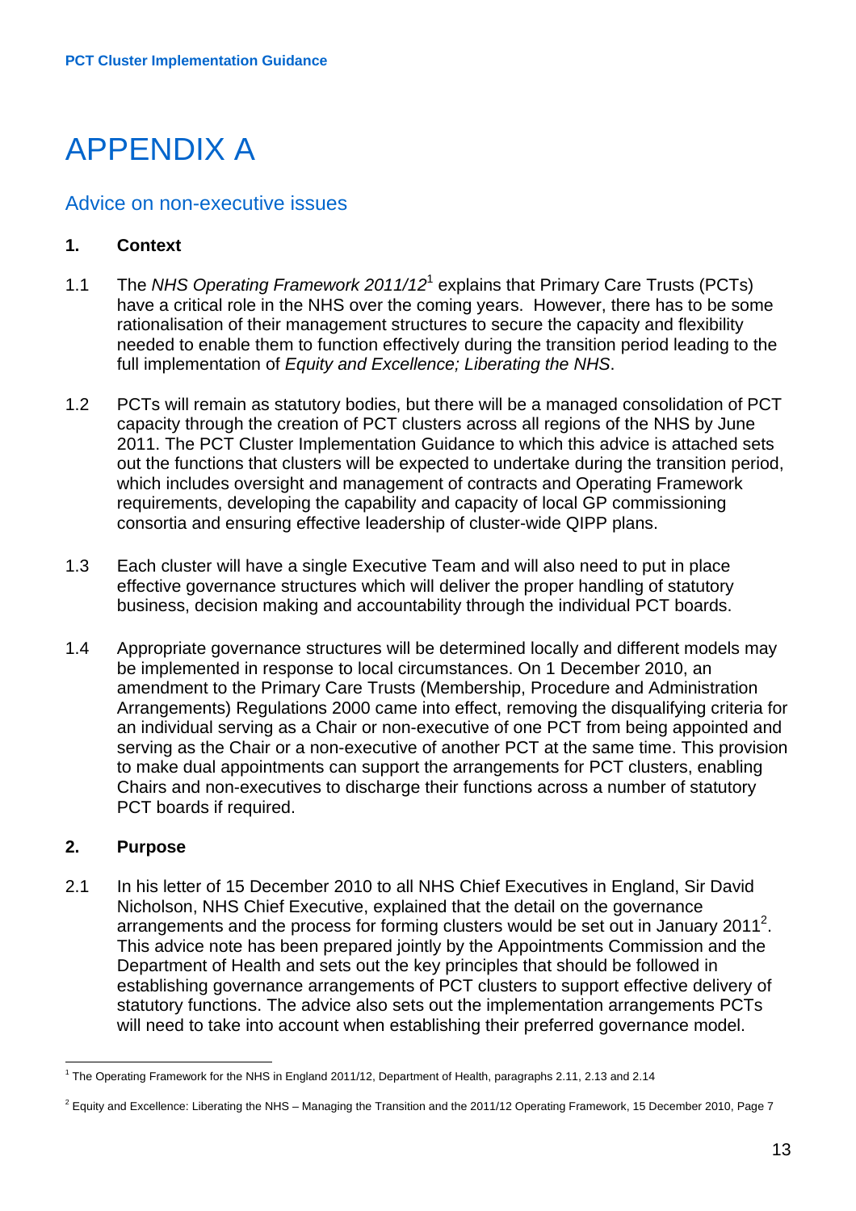# APPENDIX A

## Advice on non-executive issues

### 1. Context

1.1 The *NHS Operating Framework 2011/12*[1] explains that Primary Care Trusts (PCTs) have a critical role in the NHS over the coming years. However, there has to be some rationalisation of their management structures to secure the capacity and flexibility needed to enable them to function effectively during the transition period leading to the full implementation of *Equity and Excellence; Liberating the NHS*.

1.2 PCTs will remain as statutory bodies, but there will be a managed consolidation of PCT capacity through the creation of PCT clusters across all regions of the NHS by June 2011. The PCT Cluster Implementation Guidance to which this advice is attached sets out the functions that clusters will be expected to undertake during the transition period, which includes oversight and management of contracts and Operating Framework requirements, developing the capability and capacity of local GP commissioning consortia and ensuring effective leadership of cluster-wide QIPP plans.

1.3 Each cluster will have a single Executive Team and will also need to put in place effective governance structures which will deliver the proper handling of statutory business, decision making and accountability through the individual PCT boards.

1.4 Appropriate governance structures will be determined locally and different models may be implemented in response to local circumstances. On 1 December 2010, an amendment to the Primary Care Trusts (Membership, Procedure and Administration Arrangements) Regulations 2000 came into effect, removing the disqualifying criteria for an individual serving as a Chair or non-executive of one PCT from being appointed and serving as the Chair or a non-executive of another PCT at the same time. This provision to make dual appointments can support the arrangements for PCT clusters, enabling Chairs and non-executives to discharge their functions across a number of statutory PCT boards if required.

### 2. Purpose

2.1 In his letter of 15 December 2010 to all NHS Chief Executives in England, Sir David Nicholson, NHS Chief Executive, explained that the detail on the governance arrangements and the process for forming clusters would be set out in January 2011[2]. This advice note has been prepared jointly by the Appointments Commission and the Department of Health and sets out the key principles that should be followed in establishing governance arrangements of PCT clusters to support effective delivery of statutory functions. The advice also sets out the implementation arrangements PCTs will need to take into account when establishing their preferred governance model.

---

[1] The Operating Framework for the NHS in England 2011/12, Department of Health, paragraphs 2.11, 2.13 and 2.14

[2] Equity and Excellence: Liberating the NHS – Managing the Transition and the 2011/12 Operating Framework, 15 December 2010, Page 7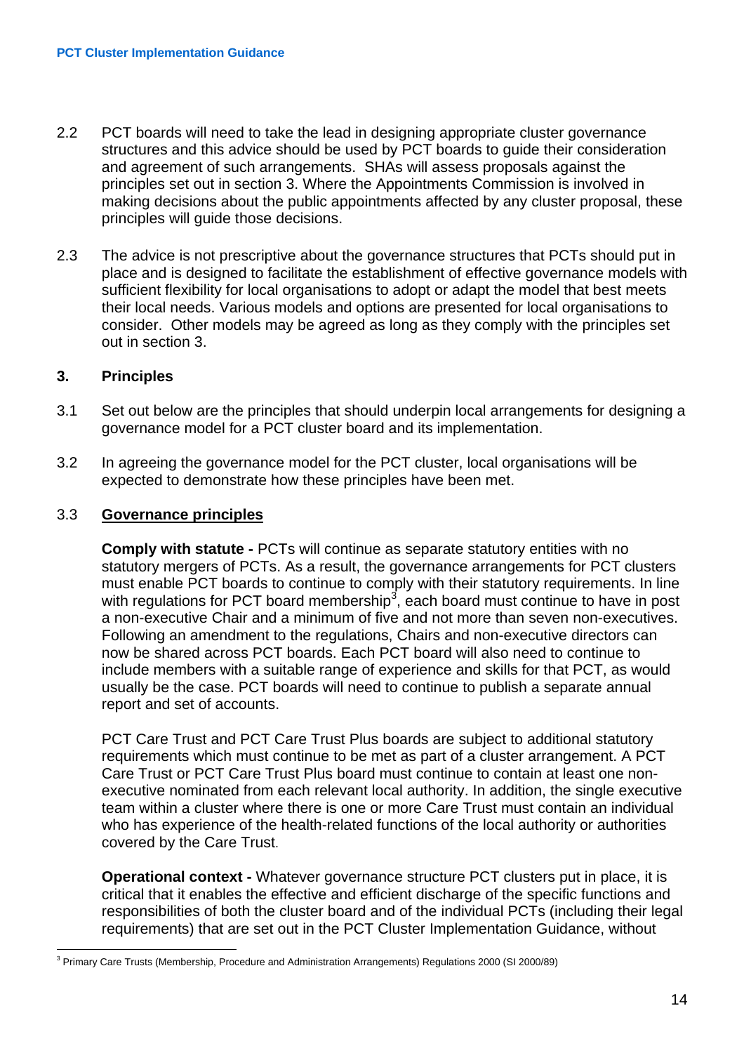2.2 PCT boards will need to take the lead in designing appropriate cluster governance structures and this advice should be used by PCT boards to guide their consideration and agreement of such arrangements. SHAs will assess proposals against the principles set out in section 3. Where the Appointments Commission is involved in making decisions about the public appointments affected by any cluster proposal, these principles will guide those decisions.

2.3 The advice is not prescriptive about the governance structures that PCTs should put in place and is designed to facilitate the establishment of effective governance models with sufficient flexibility for local organisations to adopt or adapt the model that best meets their local needs. Various models and options are presented for local organisations to consider. Other models may be agreed as long as they comply with the principles set out in section 3.

## 3. Principles

3.1 Set out below are the principles that should underpin local arrangements for designing a governance model for a PCT cluster board and its implementation.

3.2 In agreeing the governance model for the PCT cluster, local organisations will be expected to demonstrate how these principles have been met.

### 3.3 Governance principles

**Comply with statute -** PCTs will continue as separate statutory entities with no statutory mergers of PCTs. As a result, the governance arrangements for PCT clusters must enable PCT boards to continue to comply with their statutory requirements. In line with regulations for PCT board membership[3], each board must continue to have in post a non-executive Chair and a minimum of five and not more than seven non-executives. Following an amendment to the regulations, Chairs and non-executive directors can now be shared across PCT boards. Each PCT board will also need to continue to include members with a suitable range of experience and skills for that PCT, as would usually be the case. PCT boards will need to continue to publish a separate annual report and set of accounts.

PCT Care Trust and PCT Care Trust Plus boards are subject to additional statutory requirements which must continue to be met as part of a cluster arrangement. A PCT Care Trust or PCT Care Trust Plus board must continue to contain at least one non-executive nominated from each relevant local authority. In addition, the single executive team within a cluster where there is one or more Care Trust must contain an individual who has experience of the health-related functions of the local authority or authorities covered by the Care Trust.

**Operational context -** Whatever governance structure PCT clusters put in place, it is critical that it enables the effective and efficient discharge of the specific functions and responsibilities of both the cluster board and of the individual PCTs (including their legal requirements) that are set out in the PCT Cluster Implementation Guidance, without

[3] Primary Care Trusts (Membership, Procedure and Administration Arrangements) Regulations 2000 (SI 2000/89)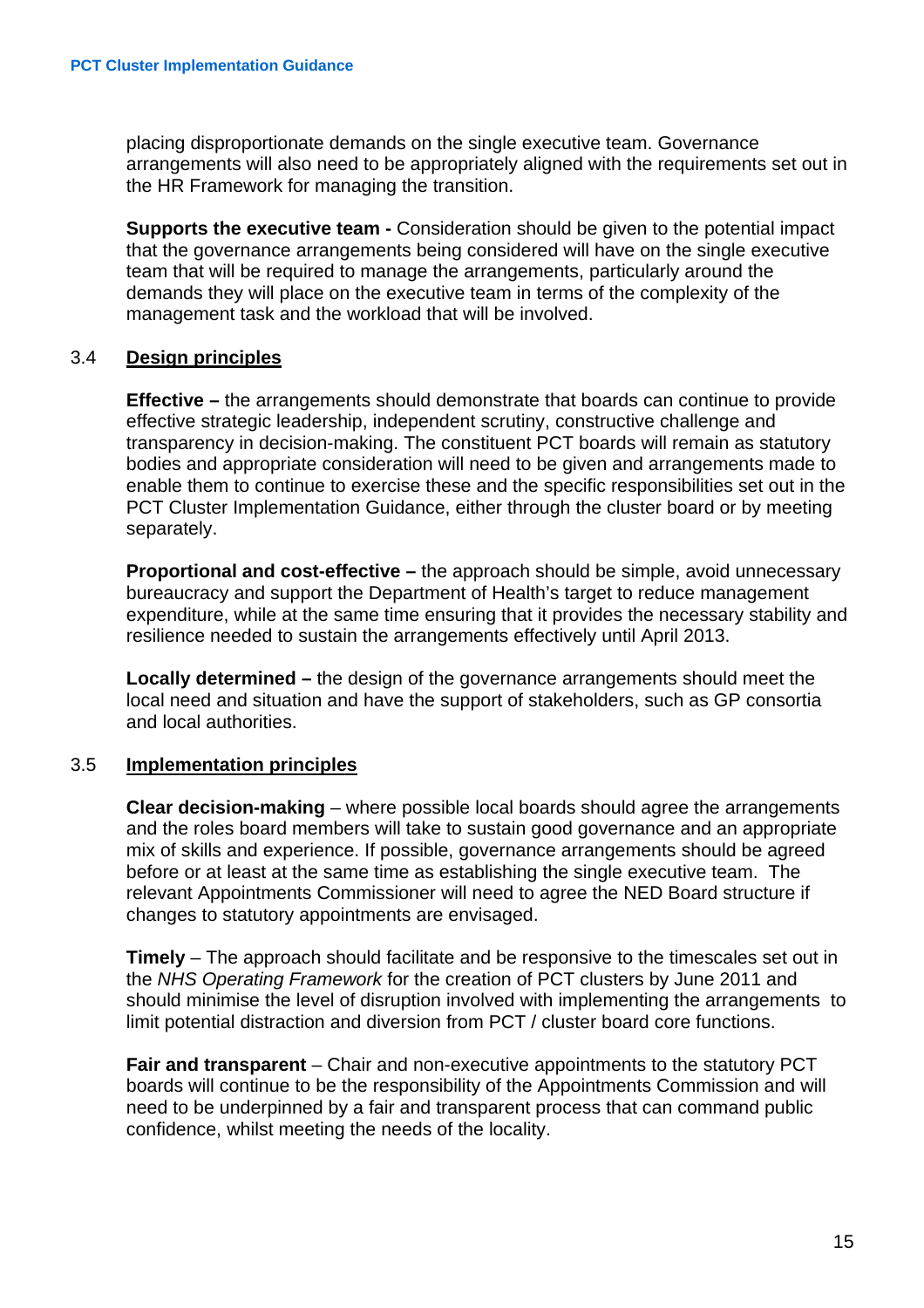placing disproportionate demands on the single executive team. Governance arrangements will also need to be appropriately aligned with the requirements set out in the HR Framework for managing the transition.

**Supports the executive team -** Consideration should be given to the potential impact that the governance arrangements being considered will have on the single executive team that will be required to manage the arrangements, particularly around the demands they will place on the executive team in terms of the complexity of the management task and the workload that will be involved.

### 3.4 Design principles

**Effective –** the arrangements should demonstrate that boards can continue to provide effective strategic leadership, independent scrutiny, constructive challenge and transparency in decision-making. The constituent PCT boards will remain as statutory bodies and appropriate consideration will need to be given and arrangements made to enable them to continue to exercise these and the specific responsibilities set out in the PCT Cluster Implementation Guidance, either through the cluster board or by meeting separately.

**Proportional and cost-effective –** the approach should be simple, avoid unnecessary bureaucracy and support the Department of Health's target to reduce management expenditure, while at the same time ensuring that it provides the necessary stability and resilience needed to sustain the arrangements effectively until April 2013.

**Locally determined –** the design of the governance arrangements should meet the local need and situation and have the support of stakeholders, such as GP consortia and local authorities.

### 3.5 Implementation principles

**Clear decision-making** – where possible local boards should agree the arrangements and the roles board members will take to sustain good governance and an appropriate mix of skills and experience. If possible, governance arrangements should be agreed before or at least at the same time as establishing the single executive team. The relevant Appointments Commissioner will need to agree the NED Board structure if changes to statutory appointments are envisaged.

**Timely** – The approach should facilitate and be responsive to the timescales set out in the *NHS Operating Framework* for the creation of PCT clusters by June 2011 and should minimise the level of disruption involved with implementing the arrangements to limit potential distraction and diversion from PCT / cluster board core functions.

**Fair and transparent** – Chair and non-executive appointments to the statutory PCT boards will continue to be the responsibility of the Appointments Commission and will need to be underpinned by a fair and transparent process that can command public confidence, whilst meeting the needs of the locality.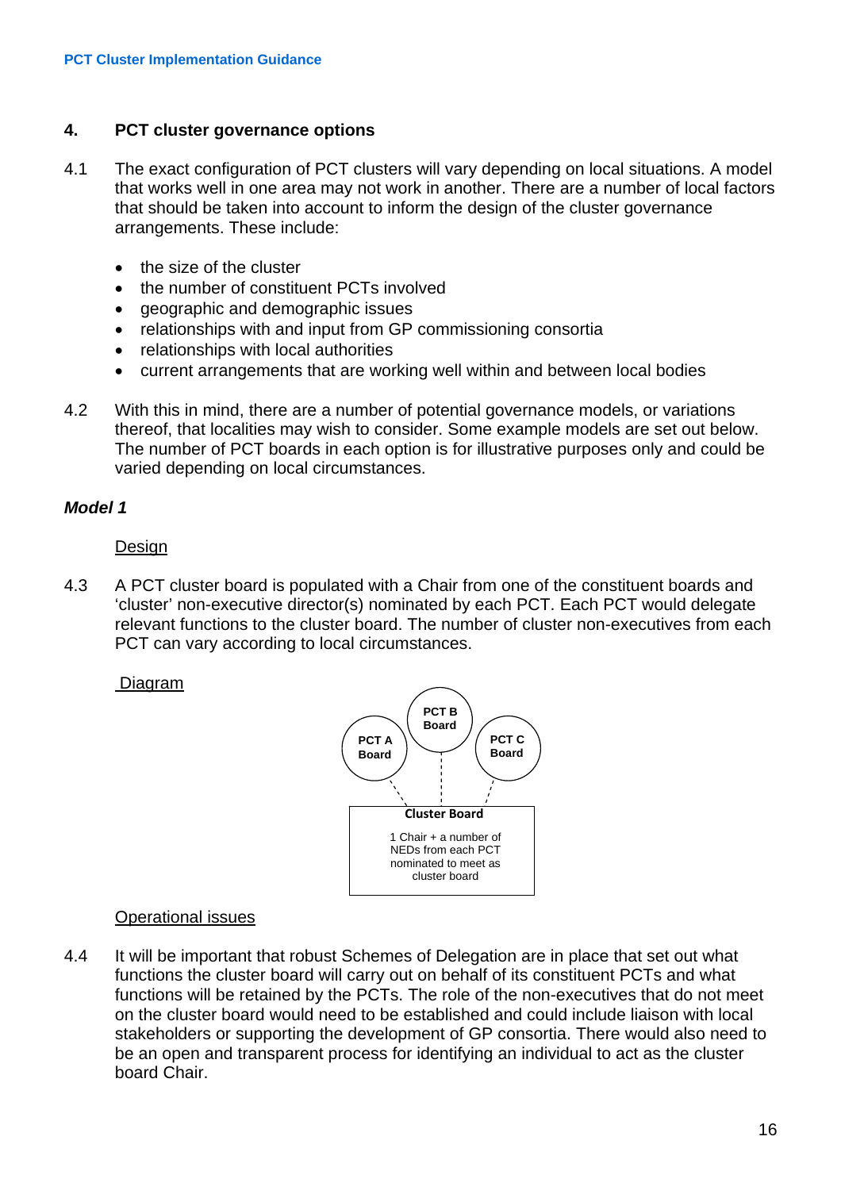## 4. PCT cluster governance options

4.1 The exact configuration of PCT clusters will vary depending on local situations. A model that works well in one area may not work in another. There are a number of local factors that should be taken into account to inform the design of the cluster governance arrangements. These include:

- the size of the cluster
- the number of constituent PCTs involved
- geographic and demographic issues
- relationships with and input from GP commissioning consortia
- relationships with local authorities
- current arrangements that are working well within and between local bodies

4.2 With this in mind, there are a number of potential governance models, or variations thereof, that localities may wish to consider. Some example models are set out below. The number of PCT boards in each option is for illustrative purposes only and could be varied depending on local circumstances.

***Model 1***

Design

4.3 A PCT cluster board is populated with a Chair from one of the constituent boards and 'cluster' non-executive director(s) nominated by each PCT. Each PCT would delegate relevant functions to the cluster board. The number of cluster non-executives from each PCT can vary according to local circumstances.

Diagram

PCT A Board

PCT B Board

PCT C Board

**Cluster Board**

1 Chair + a number of NEDs from each PCT nominated to meet as cluster board

Operational issues

4.4 It will be important that robust Schemes of Delegation are in place that set out what functions the cluster board will carry out on behalf of its constituent PCTs and what functions will be retained by the PCTs. The role of the non-executives that do not meet on the cluster board would need to be established and could include liaison with local stakeholders or supporting the development of GP consortia. There would also need to be an open and transparent process for identifying an individual to act as the cluster board Chair.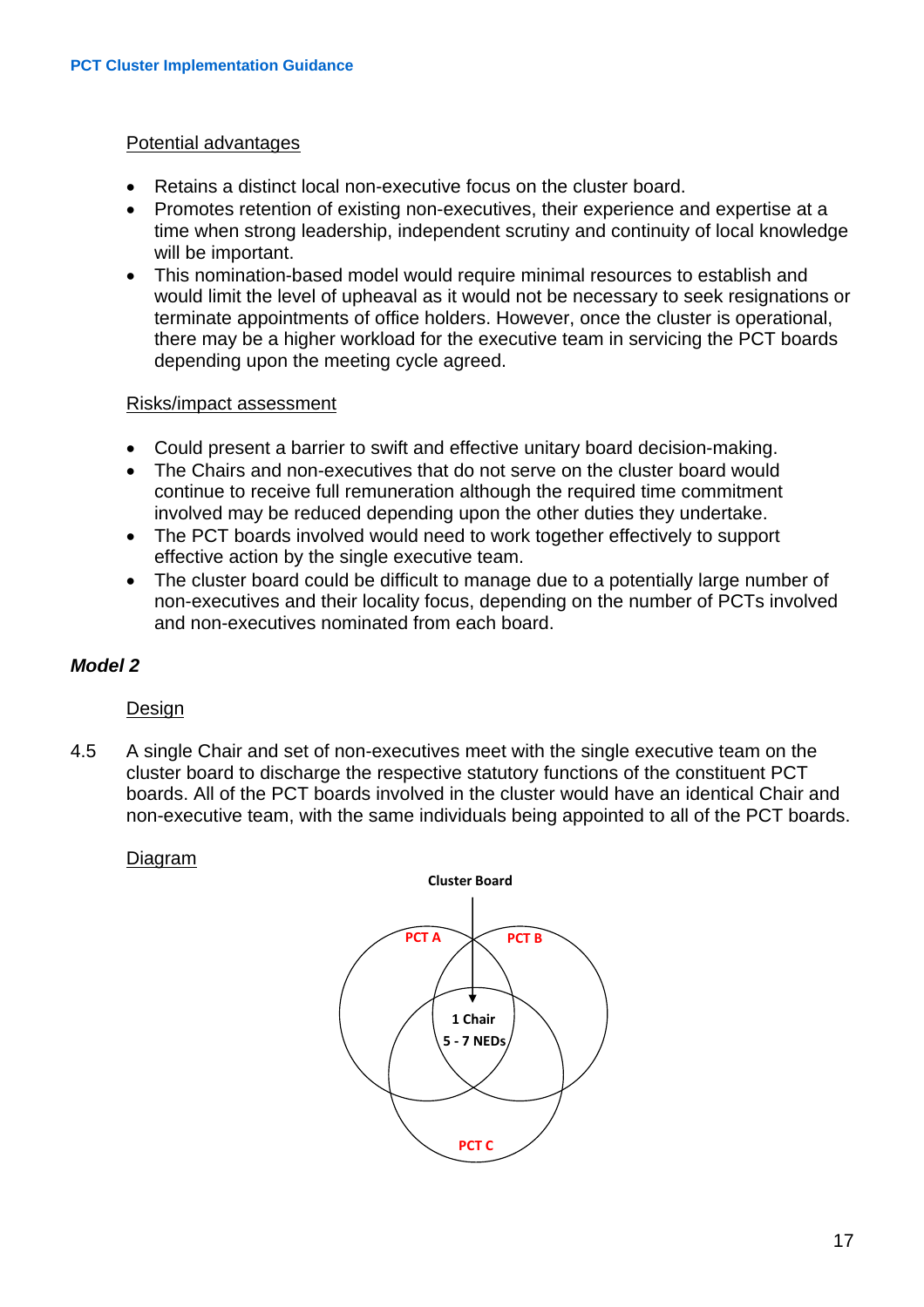Potential advantages

- Retains a distinct local non-executive focus on the cluster board.
- Promotes retention of existing non-executives, their experience and expertise at a time when strong leadership, independent scrutiny and continuity of local knowledge will be important.
- This nomination-based model would require minimal resources to establish and would limit the level of upheaval as it would not be necessary to seek resignations or terminate appointments of office holders. However, once the cluster is operational, there may be a higher workload for the executive team in servicing the PCT boards depending upon the meeting cycle agreed.

Risks/impact assessment

- Could present a barrier to swift and effective unitary board decision-making.
- The Chairs and non-executives that do not serve on the cluster board would continue to receive full remuneration although the required time commitment involved may be reduced depending upon the other duties they undertake.
- The PCT boards involved would need to work together effectively to support effective action by the single executive team.
- The cluster board could be difficult to manage due to a potentially large number of non-executives and their locality focus, depending on the number of PCTs involved and non-executives nominated from each board.

### *Model 2*

Design

4.5 A single Chair and set of non-executives meet with the single executive team on the cluster board to discharge the respective statutory functions of the constituent PCT boards. All of the PCT boards involved in the cluster would have an identical Chair and non-executive team, with the same individuals being appointed to all of the PCT boards.

Diagram

Cluster Board

PCT A  PCT B

1 Chair
5 - 7 NEDs

PCT C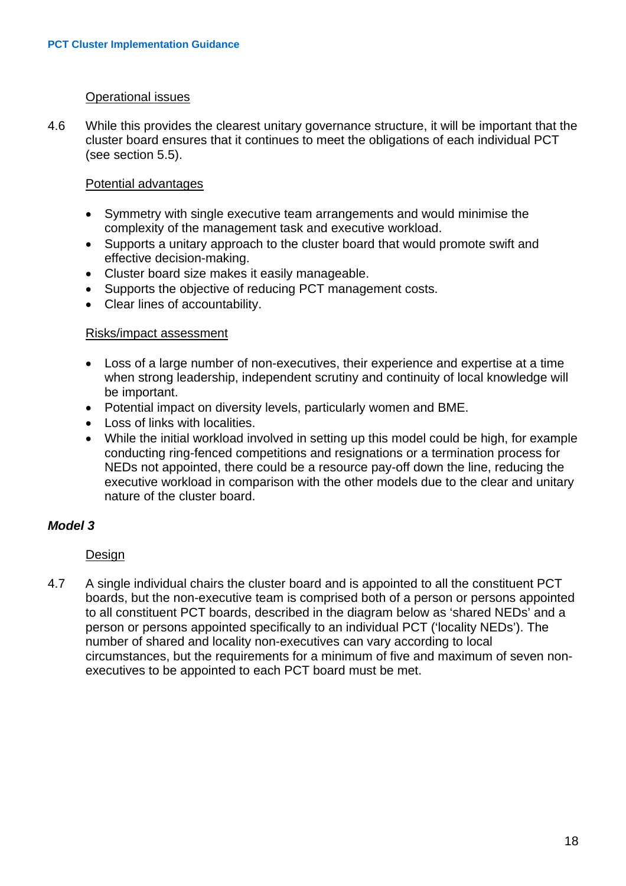Operational issues

4.6 While this provides the clearest unitary governance structure, it will be important that the cluster board ensures that it continues to meet the obligations of each individual PCT (see section 5.5).

Potential advantages

- Symmetry with single executive team arrangements and would minimise the complexity of the management task and executive workload.
- Supports a unitary approach to the cluster board that would promote swift and effective decision-making.
- Cluster board size makes it easily manageable.
- Supports the objective of reducing PCT management costs.
- Clear lines of accountability.

Risks/impact assessment

- Loss of a large number of non-executives, their experience and expertise at a time when strong leadership, independent scrutiny and continuity of local knowledge will be important.
- Potential impact on diversity levels, particularly women and BME.
- Loss of links with localities.
- While the initial workload involved in setting up this model could be high, for example conducting ring-fenced competitions and resignations or a termination process for NEDs not appointed, there could be a resource pay-off down the line, reducing the executive workload in comparison with the other models due to the clear and unitary nature of the cluster board.

### *Model 3*

Design

4.7 A single individual chairs the cluster board and is appointed to all the constituent PCT boards, but the non-executive team is comprised both of a person or persons appointed to all constituent PCT boards, described in the diagram below as 'shared NEDs' and a person or persons appointed specifically to an individual PCT ('locality NEDs'). The number of shared and locality non-executives can vary according to local circumstances, but the requirements for a minimum of five and maximum of seven non-executives to be appointed to each PCT board must be met.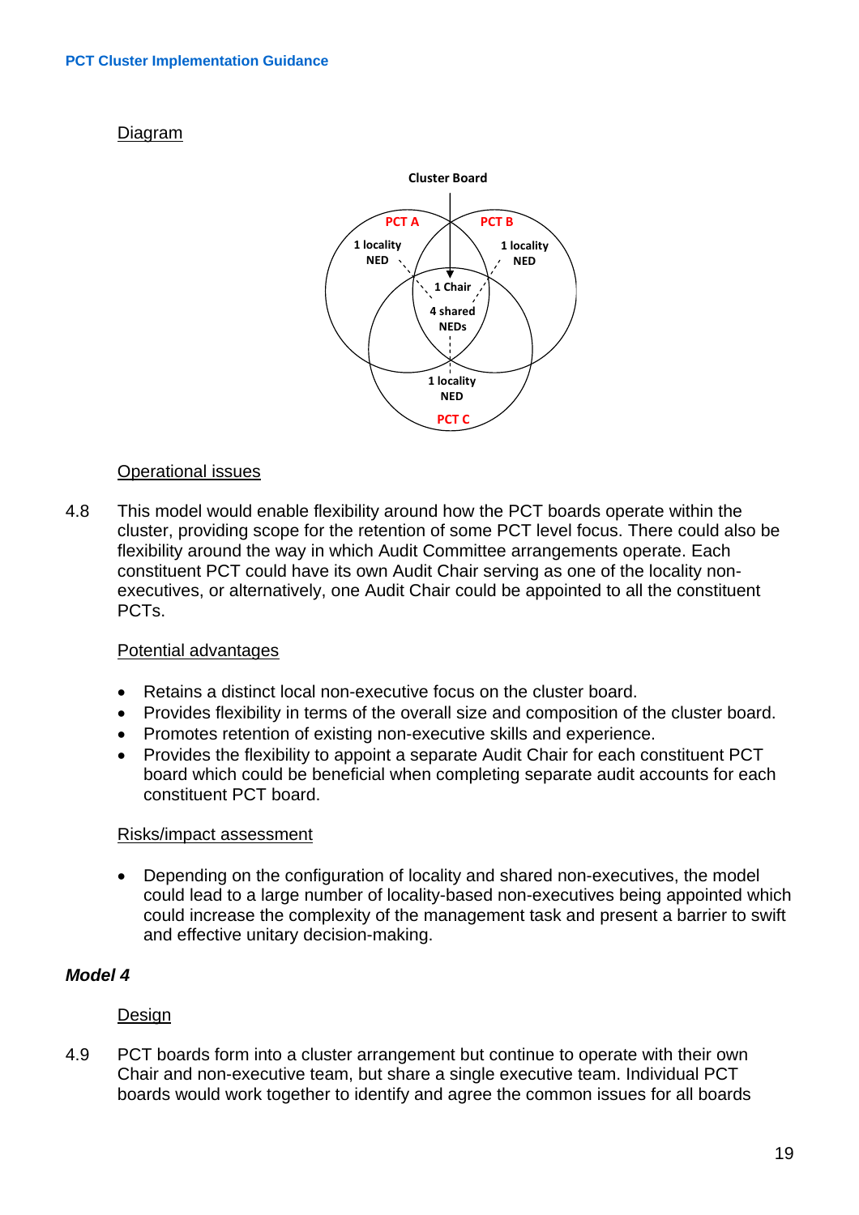Diagram

Cluster Board

PCT A — 1 locality NED

PCT B — 1 locality NED

1 Chair
4 shared NEDs

PCT C — 1 locality NED

Operational issues

4.8 This model would enable flexibility around how the PCT boards operate within the cluster, providing scope for the retention of some PCT level focus. There could also be flexibility around the way in which Audit Committee arrangements operate. Each constituent PCT could have its own Audit Chair serving as one of the locality non-executives, or alternatively, one Audit Chair could be appointed to all the constituent PCTs.

Potential advantages

- Retains a distinct local non-executive focus on the cluster board.
- Provides flexibility in terms of the overall size and composition of the cluster board.
- Promotes retention of existing non-executive skills and experience.
- Provides the flexibility to appoint a separate Audit Chair for each constituent PCT board which could be beneficial when completing separate audit accounts for each constituent PCT board.

Risks/impact assessment

- Depending on the configuration of locality and shared non-executives, the model could lead to a large number of locality-based non-executives being appointed which could increase the complexity of the management task and present a barrier to swift and effective unitary decision-making.

***Model 4***

Design

4.9 PCT boards form into a cluster arrangement but continue to operate with their own Chair and non-executive team, but share a single executive team. Individual PCT boards would work together to identify and agree the common issues for all boards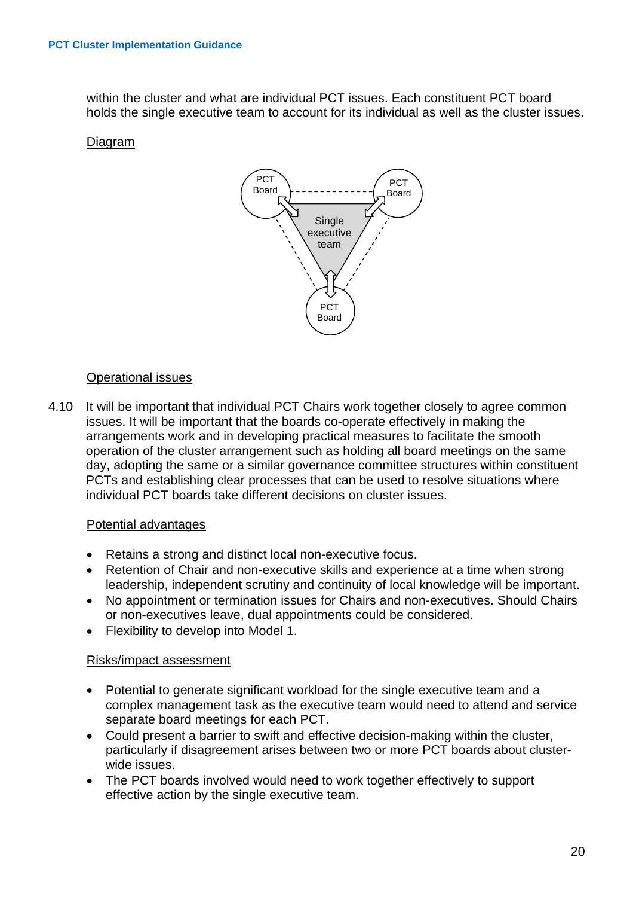within the cluster and what are individual PCT issues. Each constituent PCT board holds the single executive team to account for its individual as well as the cluster issues.

Diagram

PCT Board

PCT Board

Single executive team

PCT Board

Operational issues

4.10 It will be important that individual PCT Chairs work together closely to agree common issues. It will be important that the boards co-operate effectively in making the arrangements work and in developing practical measures to facilitate the smooth operation of the cluster arrangement such as holding all board meetings on the same day, adopting the same or a similar governance committee structures within constituent PCTs and establishing clear processes that can be used to resolve situations where individual PCT boards take different decisions on cluster issues.

Potential advantages

- Retains a strong and distinct local non-executive focus.
- Retention of Chair and non-executive skills and experience at a time when strong leadership, independent scrutiny and continuity of local knowledge will be important.
- No appointment or termination issues for Chairs and non-executives. Should Chairs or non-executives leave, dual appointments could be considered.
- Flexibility to develop into Model 1.

Risks/impact assessment

- Potential to generate significant workload for the single executive team and a complex management task as the executive team would need to attend and service separate board meetings for each PCT.
- Could present a barrier to swift and effective decision-making within the cluster, particularly if disagreement arises between two or more PCT boards about cluster-wide issues.
- The PCT boards involved would need to work together effectively to support effective action by the single executive team.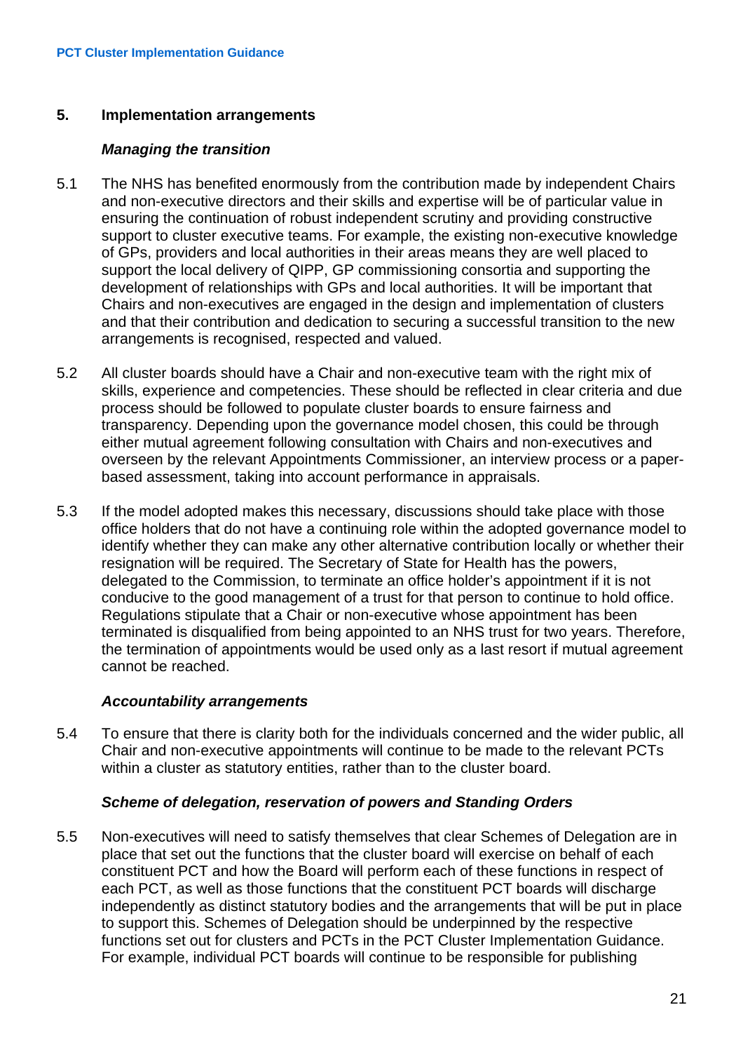## 5. Implementation arrangements

### *Managing the transition*

5.1 The NHS has benefited enormously from the contribution made by independent Chairs and non-executive directors and their skills and expertise will be of particular value in ensuring the continuation of robust independent scrutiny and providing constructive support to cluster executive teams. For example, the existing non-executive knowledge of GPs, providers and local authorities in their areas means they are well placed to support the local delivery of QIPP, GP commissioning consortia and supporting the development of relationships with GPs and local authorities. It will be important that Chairs and non-executives are engaged in the design and implementation of clusters and that their contribution and dedication to securing a successful transition to the new arrangements is recognised, respected and valued.

5.2 All cluster boards should have a Chair and non-executive team with the right mix of skills, experience and competencies. These should be reflected in clear criteria and due process should be followed to populate cluster boards to ensure fairness and transparency. Depending upon the governance model chosen, this could be through either mutual agreement following consultation with Chairs and non-executives and overseen by the relevant Appointments Commissioner, an interview process or a paper-based assessment, taking into account performance in appraisals.

5.3 If the model adopted makes this necessary, discussions should take place with those office holders that do not have a continuing role within the adopted governance model to identify whether they can make any other alternative contribution locally or whether their resignation will be required. The Secretary of State for Health has the powers, delegated to the Commission, to terminate an office holder's appointment if it is not conducive to the good management of a trust for that person to continue to hold office. Regulations stipulate that a Chair or non-executive whose appointment has been terminated is disqualified from being appointed to an NHS trust for two years. Therefore, the termination of appointments would be used only as a last resort if mutual agreement cannot be reached.

### *Accountability arrangements*

5.4 To ensure that there is clarity both for the individuals concerned and the wider public, all Chair and non-executive appointments will continue to be made to the relevant PCTs within a cluster as statutory entities, rather than to the cluster board.

### *Scheme of delegation, reservation of powers and Standing Orders*

5.5 Non-executives will need to satisfy themselves that clear Schemes of Delegation are in place that set out the functions that the cluster board will exercise on behalf of each constituent PCT and how the Board will perform each of these functions in respect of each PCT, as well as those functions that the constituent PCT boards will discharge independently as distinct statutory bodies and the arrangements that will be put in place to support this. Schemes of Delegation should be underpinned by the respective functions set out for clusters and PCTs in the PCT Cluster Implementation Guidance. For example, individual PCT boards will continue to be responsible for publishing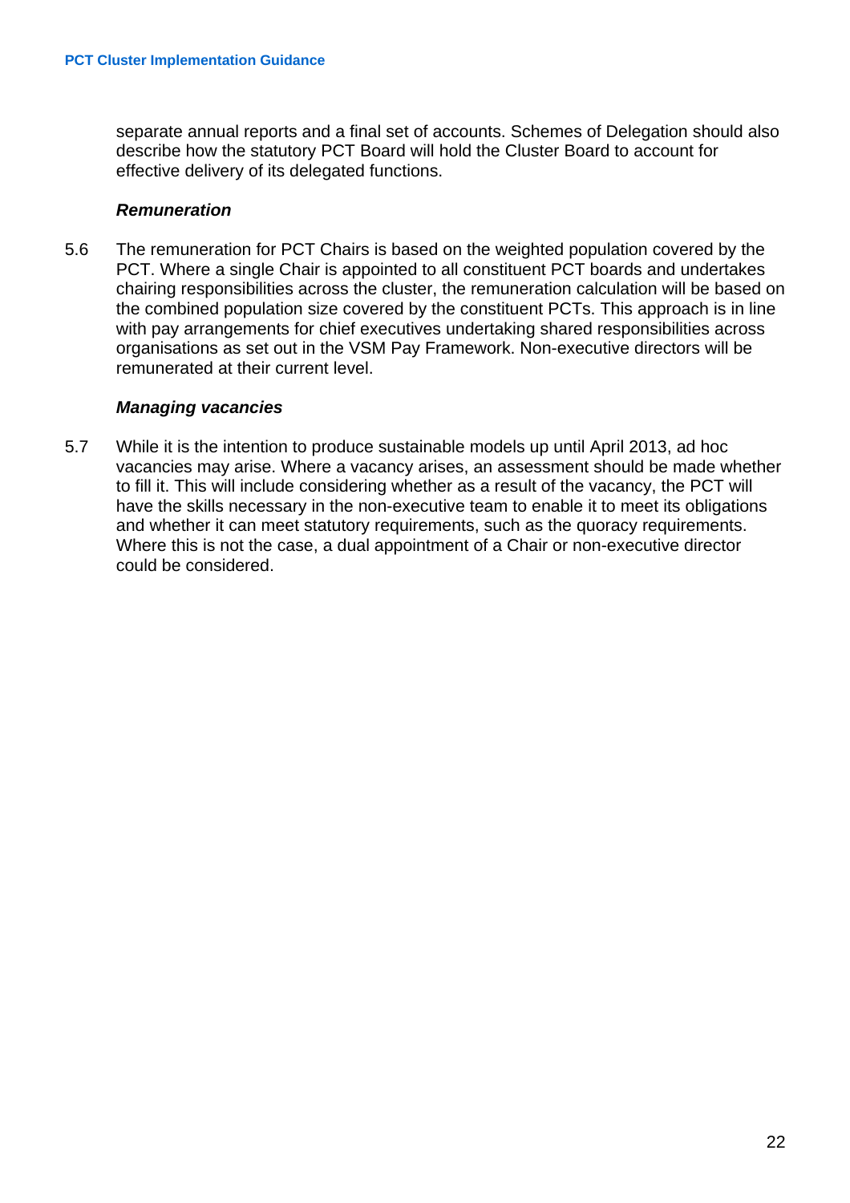separate annual reports and a final set of accounts. Schemes of Delegation should also describe how the statutory PCT Board will hold the Cluster Board to account for effective delivery of its delegated functions.

***Remuneration***

5.6 The remuneration for PCT Chairs is based on the weighted population covered by the PCT. Where a single Chair is appointed to all constituent PCT boards and undertakes chairing responsibilities across the cluster, the remuneration calculation will be based on the combined population size covered by the constituent PCTs. This approach is in line with pay arrangements for chief executives undertaking shared responsibilities across organisations as set out in the VSM Pay Framework. Non-executive directors will be remunerated at their current level.

***Managing vacancies***

5.7 While it is the intention to produce sustainable models up until April 2013, ad hoc vacancies may arise. Where a vacancy arises, an assessment should be made whether to fill it. This will include considering whether as a result of the vacancy, the PCT will have the skills necessary in the non-executive team to enable it to meet its obligations and whether it can meet statutory requirements, such as the quoracy requirements. Where this is not the case, a dual appointment of a Chair or non-executive director could be considered.